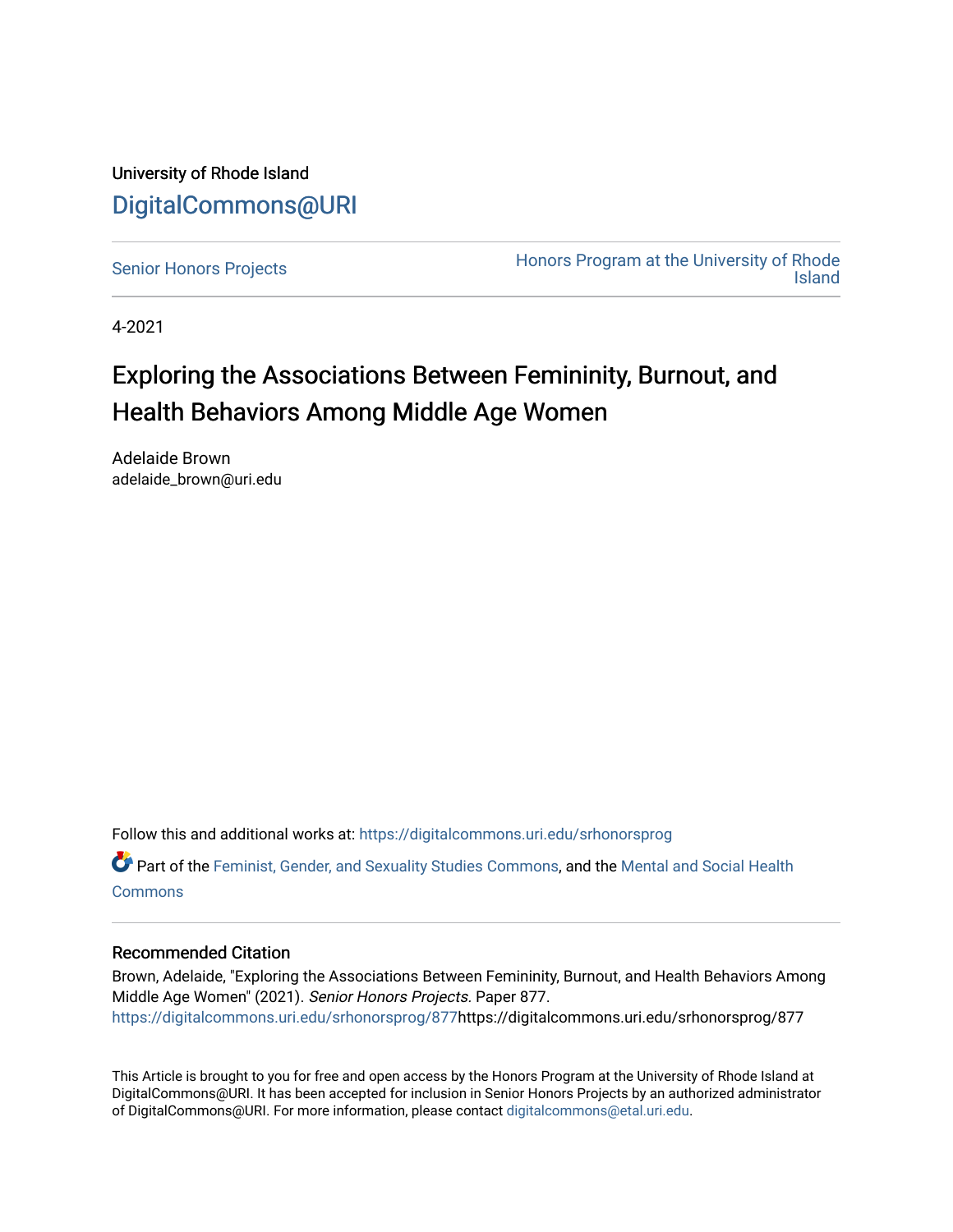University of Rhode Island

DigitalCommons@URI

Senior Honors Projects | Honors Program at the University of Rhode Island

4-2021

# Exploring the Associations Between Femininity, Burnout, and Health Behaviors Among Middle Age Women

Adelaide Brown
adelaide_brown@uri.edu

Follow this and additional works at: https://digitalcommons.uri.edu/srhonorsprog

Part of the Feminist, Gender, and Sexuality Studies Commons, and the Mental and Social Health Commons

## Recommended Citation

Brown, Adelaide, "Exploring the Associations Between Femininity, Burnout, and Health Behaviors Among Middle Age Women" (2021). *Senior Honors Projects.* Paper 877.
https://digitalcommons.uri.edu/srhonorsprog/877https://digitalcommons.uri.edu/srhonorsprog/877

This Article is brought to you for free and open access by the Honors Program at the University of Rhode Island at DigitalCommons@URI. It has been accepted for inclusion in Senior Honors Projects by an authorized administrator of DigitalCommons@URI. For more information, please contact digitalcommons@etal.uri.edu.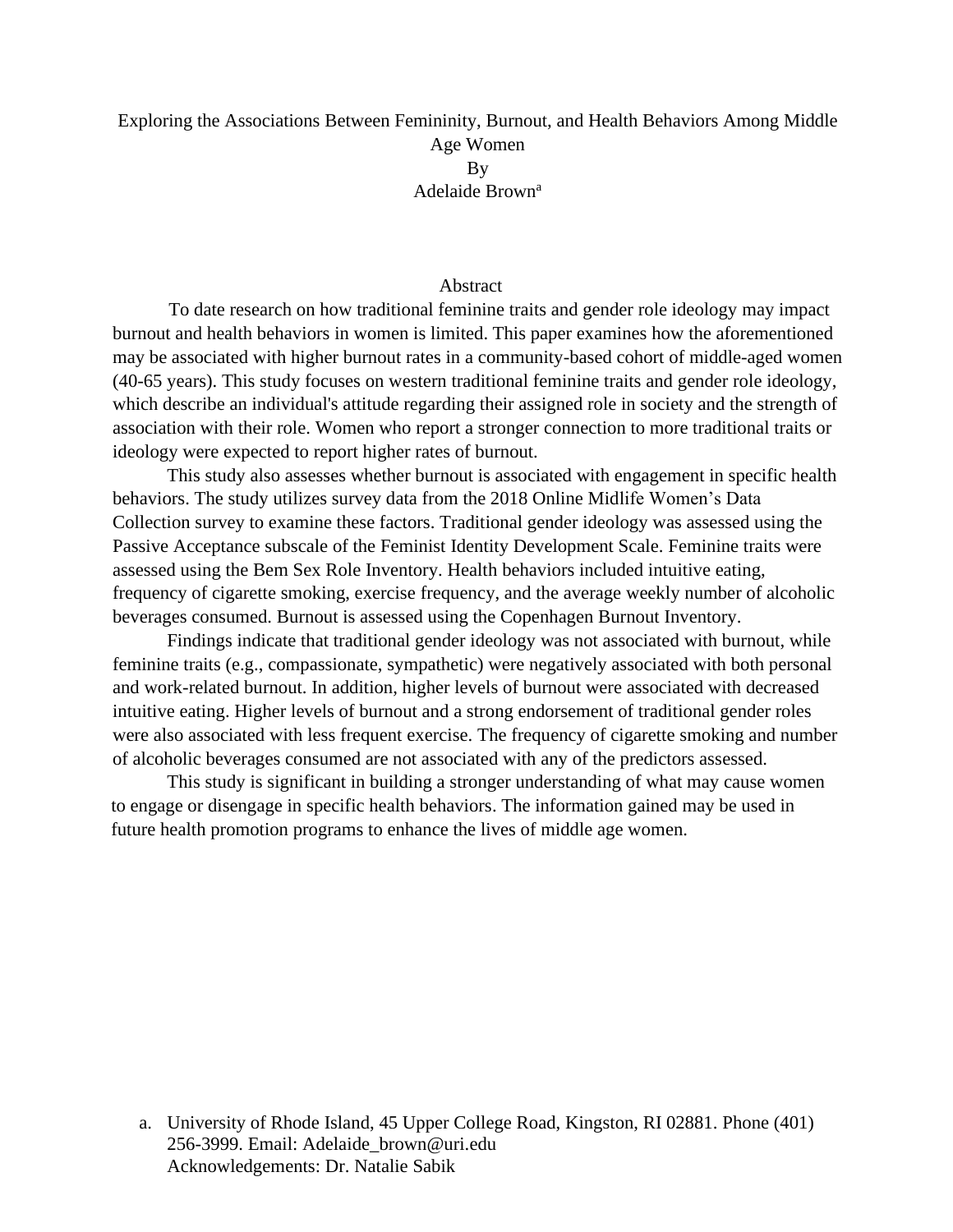# Exploring the Associations Between Femininity, Burnout, and Health Behaviors Among Middle Age Women

By

Adelaide Brown[a]

## Abstract

To date research on how traditional feminine traits and gender role ideology may impact burnout and health behaviors in women is limited. This paper examines how the aforementioned may be associated with higher burnout rates in a community-based cohort of middle-aged women (40-65 years). This study focuses on western traditional feminine traits and gender role ideology, which describe an individual's attitude regarding their assigned role in society and the strength of association with their role. Women who report a stronger connection to more traditional traits or ideology were expected to report higher rates of burnout.

This study also assesses whether burnout is associated with engagement in specific health behaviors. The study utilizes survey data from the 2018 Online Midlife Women's Data Collection survey to examine these factors. Traditional gender ideology was assessed using the Passive Acceptance subscale of the Feminist Identity Development Scale. Feminine traits were assessed using the Bem Sex Role Inventory. Health behaviors included intuitive eating, frequency of cigarette smoking, exercise frequency, and the average weekly number of alcoholic beverages consumed. Burnout is assessed using the Copenhagen Burnout Inventory.

Findings indicate that traditional gender ideology was not associated with burnout, while feminine traits (e.g., compassionate, sympathetic) were negatively associated with both personal and work-related burnout. In addition, higher levels of burnout were associated with decreased intuitive eating. Higher levels of burnout and a strong endorsement of traditional gender roles were also associated with less frequent exercise. The frequency of cigarette smoking and number of alcoholic beverages consumed are not associated with any of the predictors assessed.

This study is significant in building a stronger understanding of what may cause women to engage or disengage in specific health behaviors. The information gained may be used in future health promotion programs to enhance the lives of middle age women.

a. University of Rhode Island, 45 Upper College Road, Kingston, RI 02881. Phone (401) 256-3999. Email: Adelaide_brown@uri.edu
Acknowledgements: Dr. Natalie Sabik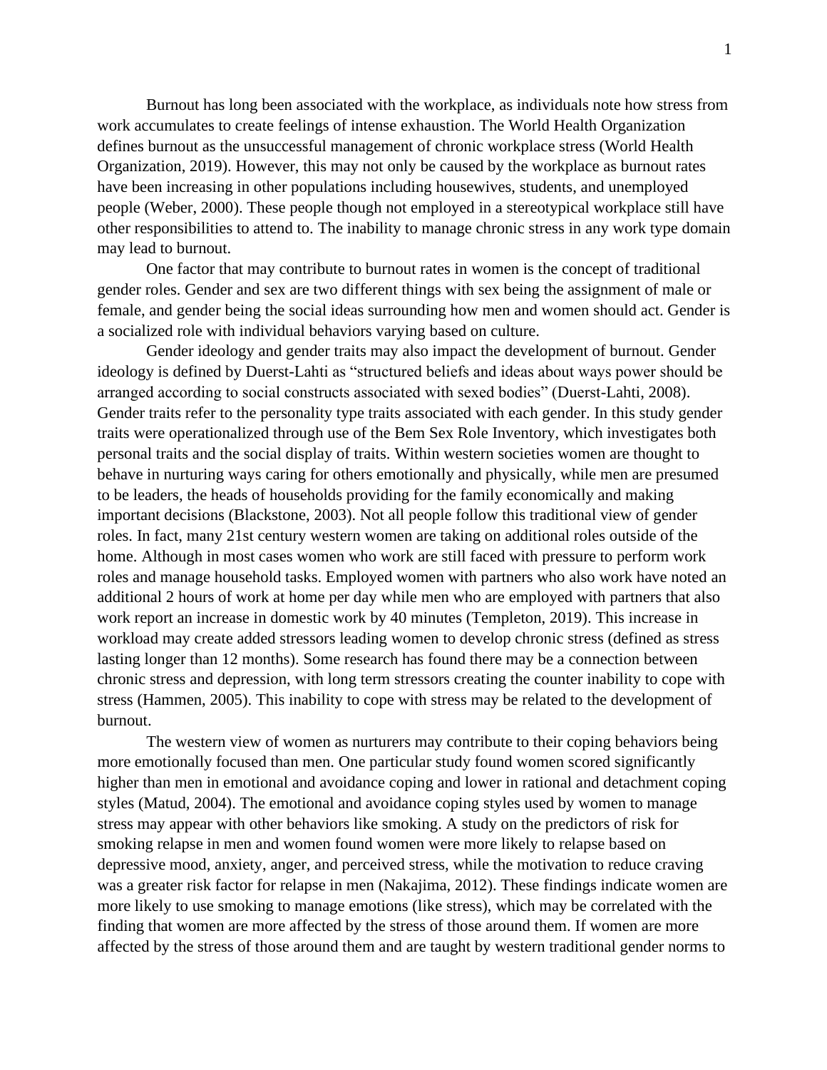Burnout has long been associated with the workplace, as individuals note how stress from work accumulates to create feelings of intense exhaustion. The World Health Organization defines burnout as the unsuccessful management of chronic workplace stress (World Health Organization, 2019). However, this may not only be caused by the workplace as burnout rates have been increasing in other populations including housewives, students, and unemployed people (Weber, 2000). These people though not employed in a stereotypical workplace still have other responsibilities to attend to. The inability to manage chronic stress in any work type domain may lead to burnout.

One factor that may contribute to burnout rates in women is the concept of traditional gender roles. Gender and sex are two different things with sex being the assignment of male or female, and gender being the social ideas surrounding how men and women should act. Gender is a socialized role with individual behaviors varying based on culture.

Gender ideology and gender traits may also impact the development of burnout. Gender ideology is defined by Duerst-Lahti as "structured beliefs and ideas about ways power should be arranged according to social constructs associated with sexed bodies" (Duerst-Lahti, 2008). Gender traits refer to the personality type traits associated with each gender. In this study gender traits were operationalized through use of the Bem Sex Role Inventory, which investigates both personal traits and the social display of traits. Within western societies women are thought to behave in nurturing ways caring for others emotionally and physically, while men are presumed to be leaders, the heads of households providing for the family economically and making important decisions (Blackstone, 2003). Not all people follow this traditional view of gender roles. In fact, many 21st century western women are taking on additional roles outside of the home. Although in most cases women who work are still faced with pressure to perform work roles and manage household tasks. Employed women with partners who also work have noted an additional 2 hours of work at home per day while men who are employed with partners that also work report an increase in domestic work by 40 minutes (Templeton, 2019). This increase in workload may create added stressors leading women to develop chronic stress (defined as stress lasting longer than 12 months). Some research has found there may be a connection between chronic stress and depression, with long term stressors creating the counter inability to cope with stress (Hammen, 2005). This inability to cope with stress may be related to the development of burnout.

The western view of women as nurturers may contribute to their coping behaviors being more emotionally focused than men. One particular study found women scored significantly higher than men in emotional and avoidance coping and lower in rational and detachment coping styles (Matud, 2004). The emotional and avoidance coping styles used by women to manage stress may appear with other behaviors like smoking. A study on the predictors of risk for smoking relapse in men and women found women were more likely to relapse based on depressive mood, anxiety, anger, and perceived stress, while the motivation to reduce craving was a greater risk factor for relapse in men (Nakajima, 2012). These findings indicate women are more likely to use smoking to manage emotions (like stress), which may be correlated with the finding that women are more affected by the stress of those around them. If women are more affected by the stress of those around them and are taught by western traditional gender norms to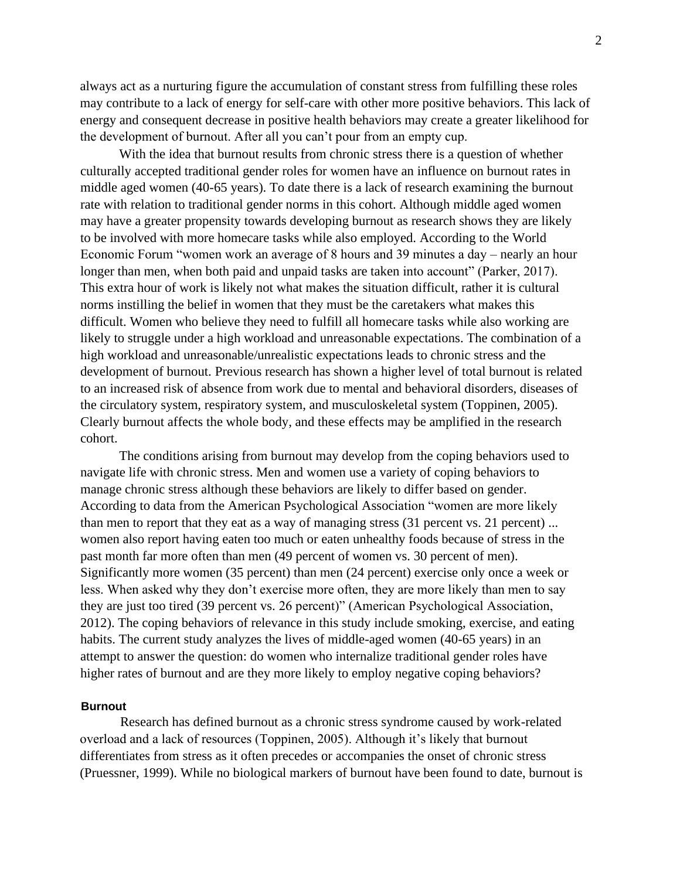always act as a nurturing figure the accumulation of constant stress from fulfilling these roles may contribute to a lack of energy for self-care with other more positive behaviors. This lack of energy and consequent decrease in positive health behaviors may create a greater likelihood for the development of burnout. After all you can't pour from an empty cup.

With the idea that burnout results from chronic stress there is a question of whether culturally accepted traditional gender roles for women have an influence on burnout rates in middle aged women (40-65 years). To date there is a lack of research examining the burnout rate with relation to traditional gender norms in this cohort. Although middle aged women may have a greater propensity towards developing burnout as research shows they are likely to be involved with more homecare tasks while also employed. According to the World Economic Forum "women work an average of 8 hours and 39 minutes a day – nearly an hour longer than men, when both paid and unpaid tasks are taken into account" (Parker, 2017). This extra hour of work is likely not what makes the situation difficult, rather it is cultural norms instilling the belief in women that they must be the caretakers what makes this difficult. Women who believe they need to fulfill all homecare tasks while also working are likely to struggle under a high workload and unreasonable expectations. The combination of a high workload and unreasonable/unrealistic expectations leads to chronic stress and the development of burnout. Previous research has shown a higher level of total burnout is related to an increased risk of absence from work due to mental and behavioral disorders, diseases of the circulatory system, respiratory system, and musculoskeletal system (Toppinen, 2005). Clearly burnout affects the whole body, and these effects may be amplified in the research cohort.

The conditions arising from burnout may develop from the coping behaviors used to navigate life with chronic stress. Men and women use a variety of coping behaviors to manage chronic stress although these behaviors are likely to differ based on gender. According to data from the American Psychological Association "women are more likely than men to report that they eat as a way of managing stress (31 percent vs. 21 percent) ... women also report having eaten too much or eaten unhealthy foods because of stress in the past month far more often than men (49 percent of women vs. 30 percent of men). Significantly more women (35 percent) than men (24 percent) exercise only once a week or less. When asked why they don't exercise more often, they are more likely than men to say they are just too tired (39 percent vs. 26 percent)" (American Psychological Association, 2012). The coping behaviors of relevance in this study include smoking, exercise, and eating habits. The current study analyzes the lives of middle-aged women (40-65 years) in an attempt to answer the question: do women who internalize traditional gender roles have higher rates of burnout and are they more likely to employ negative coping behaviors?

### Burnout

Research has defined burnout as a chronic stress syndrome caused by work-related overload and a lack of resources (Toppinen, 2005). Although it's likely that burnout differentiates from stress as it often precedes or accompanies the onset of chronic stress (Pruessner, 1999). While no biological markers of burnout have been found to date, burnout is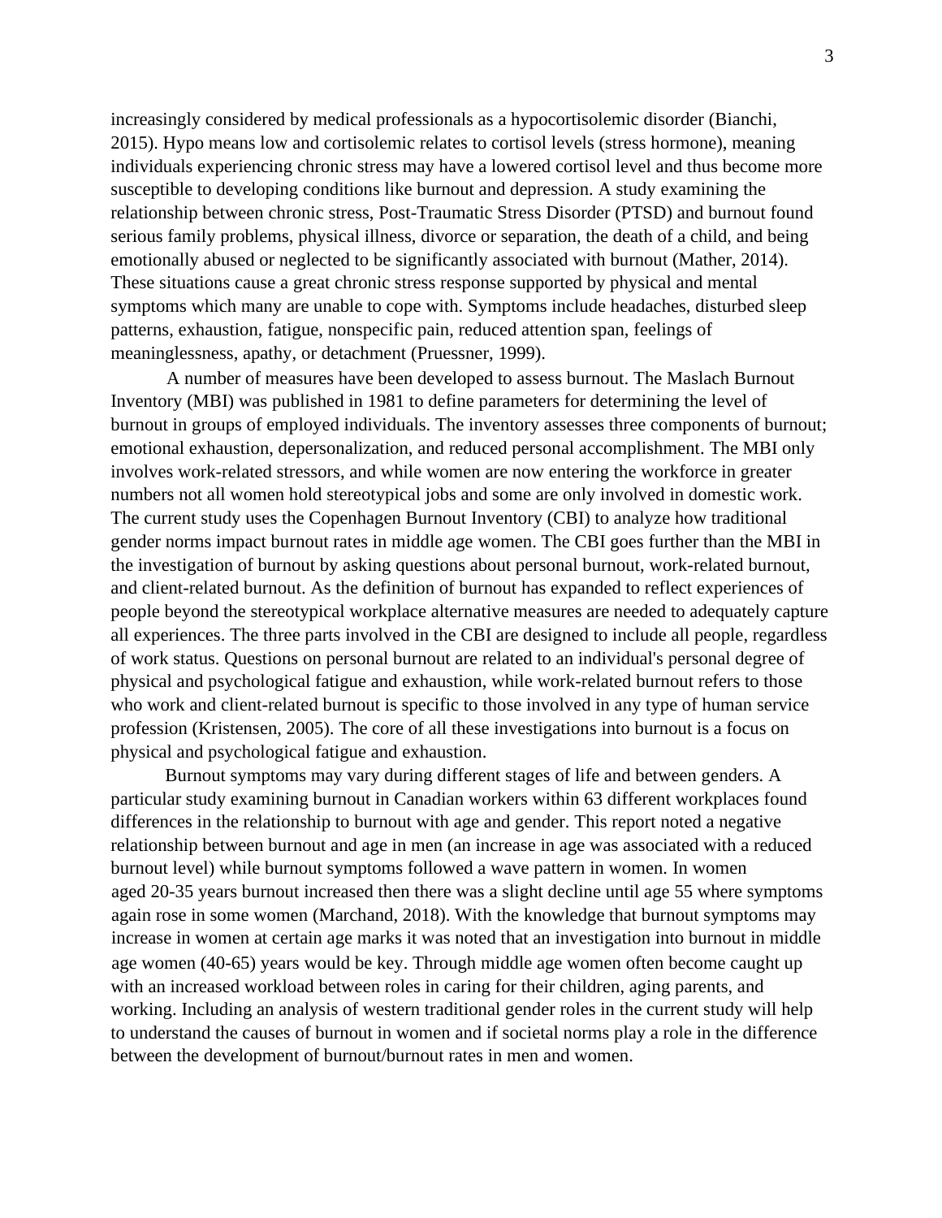increasingly considered by medical professionals as a hypocortisolemic disorder (Bianchi, 2015). Hypo means low and cortisolemic relates to cortisol levels (stress hormone), meaning individuals experiencing chronic stress may have a lowered cortisol level and thus become more susceptible to developing conditions like burnout and depression. A study examining the relationship between chronic stress, Post-Traumatic Stress Disorder (PTSD) and burnout found serious family problems, physical illness, divorce or separation, the death of a child, and being emotionally abused or neglected to be significantly associated with burnout (Mather, 2014). These situations cause a great chronic stress response supported by physical and mental symptoms which many are unable to cope with. Symptoms include headaches, disturbed sleep patterns, exhaustion, fatigue, nonspecific pain, reduced attention span, feelings of meaninglessness, apathy, or detachment (Pruessner, 1999).

A number of measures have been developed to assess burnout. The Maslach Burnout Inventory (MBI) was published in 1981 to define parameters for determining the level of burnout in groups of employed individuals. The inventory assesses three components of burnout; emotional exhaustion, depersonalization, and reduced personal accomplishment. The MBI only involves work-related stressors, and while women are now entering the workforce in greater numbers not all women hold stereotypical jobs and some are only involved in domestic work. The current study uses the Copenhagen Burnout Inventory (CBI) to analyze how traditional gender norms impact burnout rates in middle age women. The CBI goes further than the MBI in the investigation of burnout by asking questions about personal burnout, work-related burnout, and client-related burnout. As the definition of burnout has expanded to reflect experiences of people beyond the stereotypical workplace alternative measures are needed to adequately capture all experiences. The three parts involved in the CBI are designed to include all people, regardless of work status. Questions on personal burnout are related to an individual's personal degree of physical and psychological fatigue and exhaustion, while work-related burnout refers to those who work and client-related burnout is specific to those involved in any type of human service profession (Kristensen, 2005). The core of all these investigations into burnout is a focus on physical and psychological fatigue and exhaustion.

Burnout symptoms may vary during different stages of life and between genders. A particular study examining burnout in Canadian workers within 63 different workplaces found differences in the relationship to burnout with age and gender. This report noted a negative relationship between burnout and age in men (an increase in age was associated with a reduced burnout level) while burnout symptoms followed a wave pattern in women. In women aged 20-35 years burnout increased then there was a slight decline until age 55 where symptoms again rose in some women (Marchand, 2018). With the knowledge that burnout symptoms may increase in women at certain age marks it was noted that an investigation into burnout in middle age women (40-65) years would be key. Through middle age women often become caught up with an increased workload between roles in caring for their children, aging parents, and working. Including an analysis of western traditional gender roles in the current study will help to understand the causes of burnout in women and if societal norms play a role in the difference between the development of burnout/burnout rates in men and women.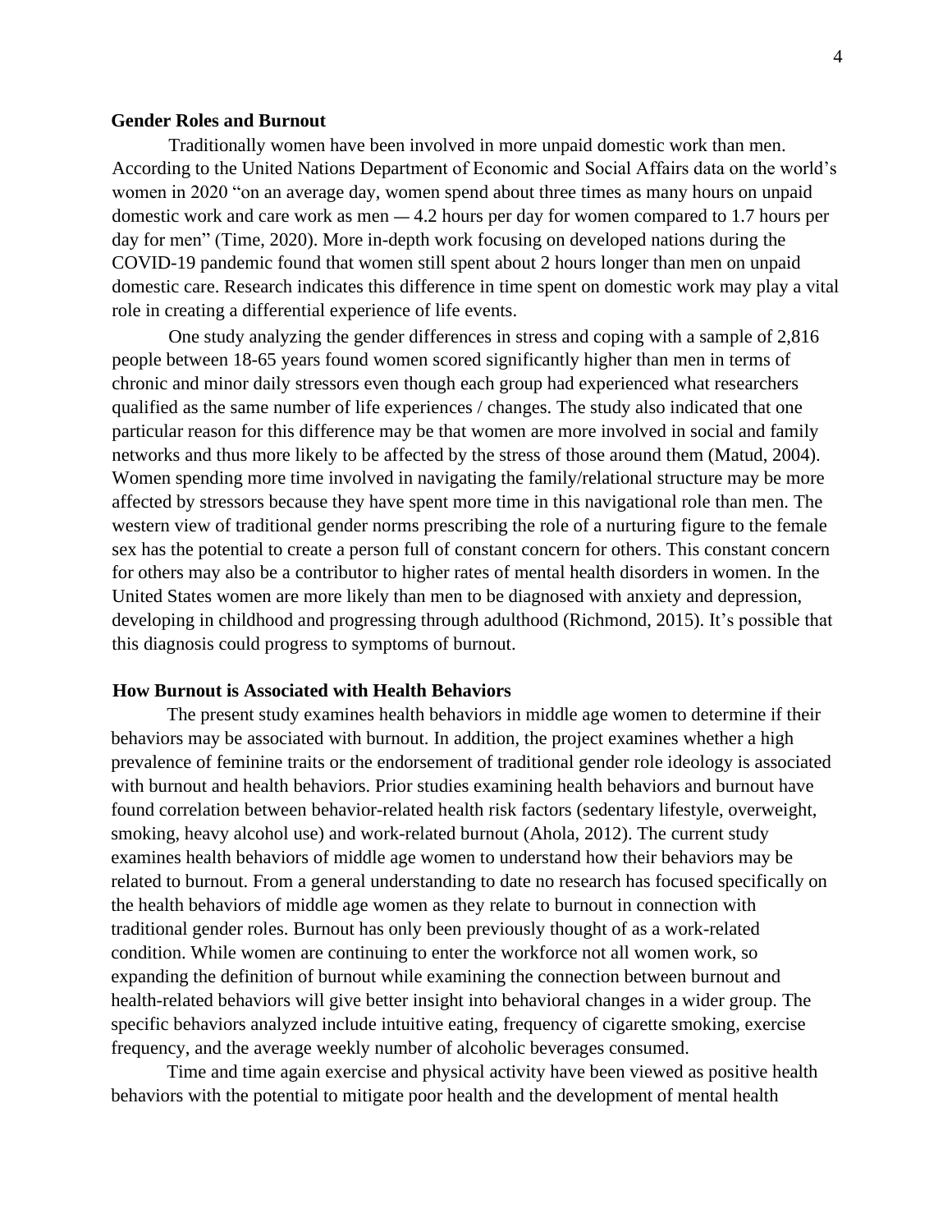### Gender Roles and Burnout

Traditionally women have been involved in more unpaid domestic work than men. According to the United Nations Department of Economic and Social Affairs data on the world's women in 2020 "on an average day, women spend about three times as many hours on unpaid domestic work and care work as men — 4.2 hours per day for women compared to 1.7 hours per day for men" (Time, 2020). More in-depth work focusing on developed nations during the COVID-19 pandemic found that women still spent about 2 hours longer than men on unpaid domestic care. Research indicates this difference in time spent on domestic work may play a vital role in creating a differential experience of life events.

One study analyzing the gender differences in stress and coping with a sample of 2,816 people between 18-65 years found women scored significantly higher than men in terms of chronic and minor daily stressors even though each group had experienced what researchers qualified as the same number of life experiences / changes. The study also indicated that one particular reason for this difference may be that women are more involved in social and family networks and thus more likely to be affected by the stress of those around them (Matud, 2004). Women spending more time involved in navigating the family/relational structure may be more affected by stressors because they have spent more time in this navigational role than men. The western view of traditional gender norms prescribing the role of a nurturing figure to the female sex has the potential to create a person full of constant concern for others. This constant concern for others may also be a contributor to higher rates of mental health disorders in women. In the United States women are more likely than men to be diagnosed with anxiety and depression, developing in childhood and progressing through adulthood (Richmond, 2015). It's possible that this diagnosis could progress to symptoms of burnout.

### How Burnout is Associated with Health Behaviors

The present study examines health behaviors in middle age women to determine if their behaviors may be associated with burnout. In addition, the project examines whether a high prevalence of feminine traits or the endorsement of traditional gender role ideology is associated with burnout and health behaviors. Prior studies examining health behaviors and burnout have found correlation between behavior-related health risk factors (sedentary lifestyle, overweight, smoking, heavy alcohol use) and work-related burnout (Ahola, 2012). The current study examines health behaviors of middle age women to understand how their behaviors may be related to burnout. From a general understanding to date no research has focused specifically on the health behaviors of middle age women as they relate to burnout in connection with traditional gender roles. Burnout has only been previously thought of as a work-related condition. While women are continuing to enter the workforce not all women work, so expanding the definition of burnout while examining the connection between burnout and health-related behaviors will give better insight into behavioral changes in a wider group. The specific behaviors analyzed include intuitive eating, frequency of cigarette smoking, exercise frequency, and the average weekly number of alcoholic beverages consumed.

Time and time again exercise and physical activity have been viewed as positive health behaviors with the potential to mitigate poor health and the development of mental health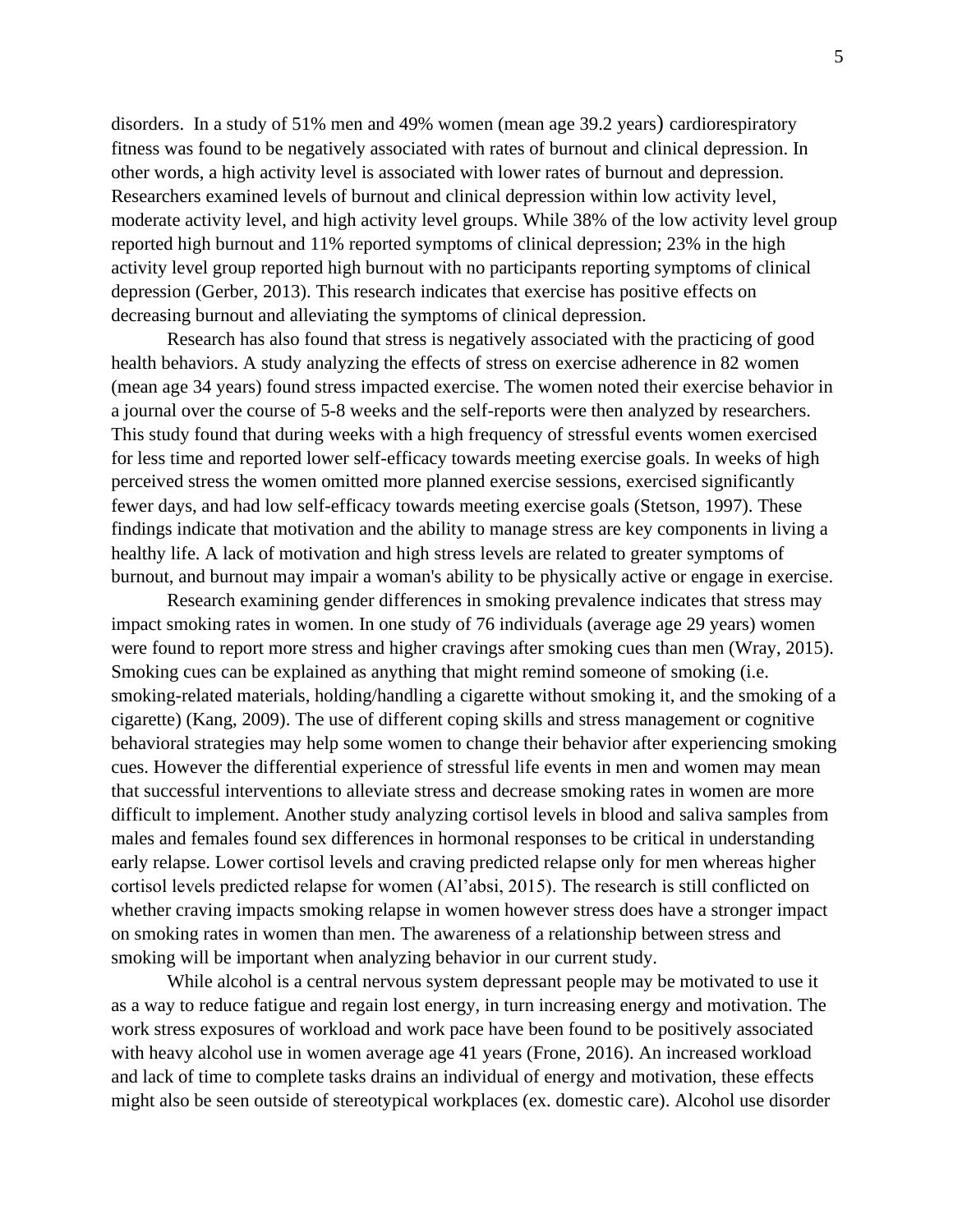disorders. In a study of 51% men and 49% women (mean age 39.2 years) cardiorespiratory fitness was found to be negatively associated with rates of burnout and clinical depression. In other words, a high activity level is associated with lower rates of burnout and depression. Researchers examined levels of burnout and clinical depression within low activity level, moderate activity level, and high activity level groups. While 38% of the low activity level group reported high burnout and 11% reported symptoms of clinical depression; 23% in the high activity level group reported high burnout with no participants reporting symptoms of clinical depression (Gerber, 2013). This research indicates that exercise has positive effects on decreasing burnout and alleviating the symptoms of clinical depression.

Research has also found that stress is negatively associated with the practicing of good health behaviors. A study analyzing the effects of stress on exercise adherence in 82 women (mean age 34 years) found stress impacted exercise. The women noted their exercise behavior in a journal over the course of 5-8 weeks and the self-reports were then analyzed by researchers. This study found that during weeks with a high frequency of stressful events women exercised for less time and reported lower self-efficacy towards meeting exercise goals. In weeks of high perceived stress the women omitted more planned exercise sessions, exercised significantly fewer days, and had low self-efficacy towards meeting exercise goals (Stetson, 1997). These findings indicate that motivation and the ability to manage stress are key components in living a healthy life. A lack of motivation and high stress levels are related to greater symptoms of burnout, and burnout may impair a woman's ability to be physically active or engage in exercise.

Research examining gender differences in smoking prevalence indicates that stress may impact smoking rates in women. In one study of 76 individuals (average age 29 years) women were found to report more stress and higher cravings after smoking cues than men (Wray, 2015). Smoking cues can be explained as anything that might remind someone of smoking (i.e. smoking-related materials, holding/handling a cigarette without smoking it, and the smoking of a cigarette) (Kang, 2009). The use of different coping skills and stress management or cognitive behavioral strategies may help some women to change their behavior after experiencing smoking cues. However the differential experience of stressful life events in men and women may mean that successful interventions to alleviate stress and decrease smoking rates in women are more difficult to implement. Another study analyzing cortisol levels in blood and saliva samples from males and females found sex differences in hormonal responses to be critical in understanding early relapse. Lower cortisol levels and craving predicted relapse only for men whereas higher cortisol levels predicted relapse for women (Al'absi, 2015). The research is still conflicted on whether craving impacts smoking relapse in women however stress does have a stronger impact on smoking rates in women than men. The awareness of a relationship between stress and smoking will be important when analyzing behavior in our current study.

While alcohol is a central nervous system depressant people may be motivated to use it as a way to reduce fatigue and regain lost energy, in turn increasing energy and motivation. The work stress exposures of workload and work pace have been found to be positively associated with heavy alcohol use in women average age 41 years (Frone, 2016). An increased workload and lack of time to complete tasks drains an individual of energy and motivation, these effects might also be seen outside of stereotypical workplaces (ex. domestic care). Alcohol use disorder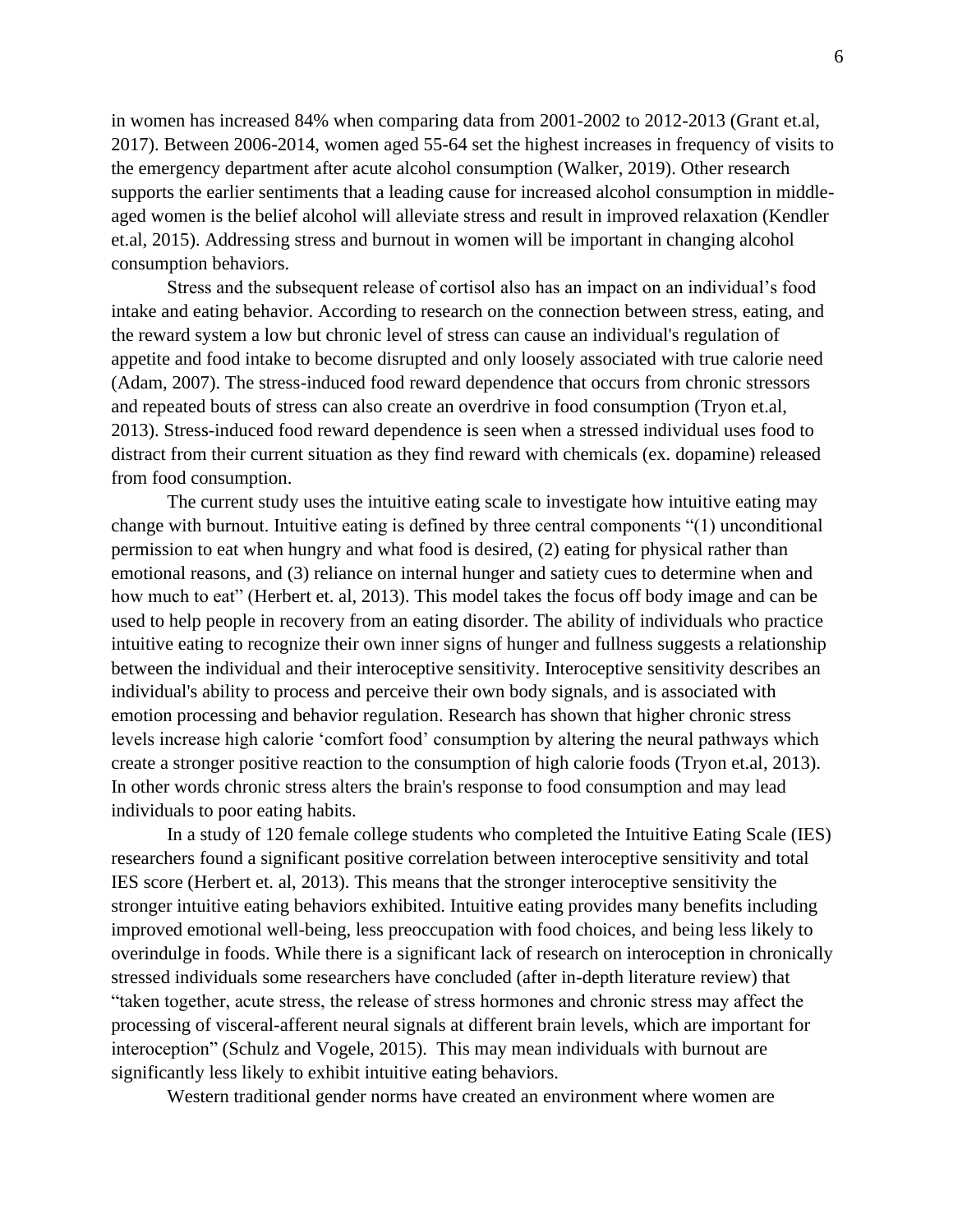in women has increased 84% when comparing data from 2001-2002 to 2012-2013 (Grant et.al, 2017). Between 2006-2014, women aged 55-64 set the highest increases in frequency of visits to the emergency department after acute alcohol consumption (Walker, 2019). Other research supports the earlier sentiments that a leading cause for increased alcohol consumption in middle-aged women is the belief alcohol will alleviate stress and result in improved relaxation (Kendler et.al, 2015). Addressing stress and burnout in women will be important in changing alcohol consumption behaviors.

Stress and the subsequent release of cortisol also has an impact on an individual's food intake and eating behavior. According to research on the connection between stress, eating, and the reward system a low but chronic level of stress can cause an individual's regulation of appetite and food intake to become disrupted and only loosely associated with true calorie need (Adam, 2007). The stress-induced food reward dependence that occurs from chronic stressors and repeated bouts of stress can also create an overdrive in food consumption (Tryon et.al, 2013). Stress-induced food reward dependence is seen when a stressed individual uses food to distract from their current situation as they find reward with chemicals (ex. dopamine) released from food consumption.

The current study uses the intuitive eating scale to investigate how intuitive eating may change with burnout. Intuitive eating is defined by three central components "(1) unconditional permission to eat when hungry and what food is desired, (2) eating for physical rather than emotional reasons, and (3) reliance on internal hunger and satiety cues to determine when and how much to eat" (Herbert et. al, 2013). This model takes the focus off body image and can be used to help people in recovery from an eating disorder. The ability of individuals who practice intuitive eating to recognize their own inner signs of hunger and fullness suggests a relationship between the individual and their interoceptive sensitivity. Interoceptive sensitivity describes an individual's ability to process and perceive their own body signals, and is associated with emotion processing and behavior regulation. Research has shown that higher chronic stress levels increase high calorie 'comfort food' consumption by altering the neural pathways which create a stronger positive reaction to the consumption of high calorie foods (Tryon et.al, 2013). In other words chronic stress alters the brain's response to food consumption and may lead individuals to poor eating habits.

In a study of 120 female college students who completed the Intuitive Eating Scale (IES) researchers found a significant positive correlation between interoceptive sensitivity and total IES score (Herbert et. al, 2013). This means that the stronger interoceptive sensitivity the stronger intuitive eating behaviors exhibited. Intuitive eating provides many benefits including improved emotional well-being, less preoccupation with food choices, and being less likely to overindulge in foods. While there is a significant lack of research on interoception in chronically stressed individuals some researchers have concluded (after in-depth literature review) that "taken together, acute stress, the release of stress hormones and chronic stress may affect the processing of visceral-afferent neural signals at different brain levels, which are important for interoception" (Schulz and Vogele, 2015). This may mean individuals with burnout are significantly less likely to exhibit intuitive eating behaviors.

Western traditional gender norms have created an environment where women are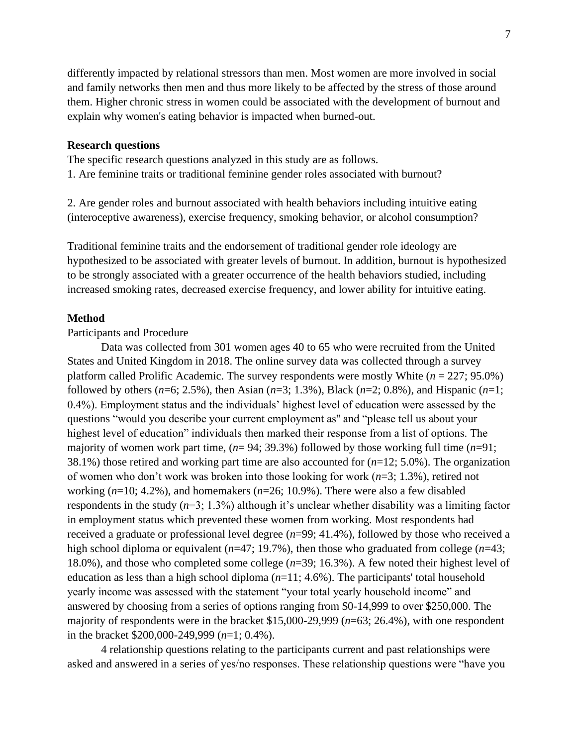differently impacted by relational stressors than men. Most women are more involved in social and family networks then men and thus more likely to be affected by the stress of those around them. Higher chronic stress in women could be associated with the development of burnout and explain why women's eating behavior is impacted when burned-out.

**Research questions**

The specific research questions analyzed in this study are as follows.

1. Are feminine traits or traditional feminine gender roles associated with burnout?

2. Are gender roles and burnout associated with health behaviors including intuitive eating (interoceptive awareness), exercise frequency, smoking behavior, or alcohol consumption?

Traditional feminine traits and the endorsement of traditional gender role ideology are hypothesized to be associated with greater levels of burnout. In addition, burnout is hypothesized to be strongly associated with a greater occurrence of the health behaviors studied, including increased smoking rates, decreased exercise frequency, and lower ability for intuitive eating.

**Method**

Participants and Procedure

Data was collected from 301 women ages 40 to 65 who were recruited from the United States and United Kingdom in 2018. The online survey data was collected through a survey platform called Prolific Academic. The survey respondents were mostly White ($n$ = 227; 95.0%) followed by others ($n$=6; 2.5%), then Asian ($n$=3; 1.3%), Black ($n$=2; 0.8%), and Hispanic ($n$=1; 0.4%). Employment status and the individuals' highest level of education were assessed by the questions "would you describe your current employment as" and "please tell us about your highest level of education" individuals then marked their response from a list of options. The majority of women work part time, ($n$= 94; 39.3%) followed by those working full time ($n$=91; 38.1%) those retired and working part time are also accounted for ($n$=12; 5.0%). The organization of women who don't work was broken into those looking for work ($n$=3; 1.3%), retired not working ($n$=10; 4.2%), and homemakers ($n$=26; 10.9%). There were also a few disabled respondents in the study ($n$=3; 1.3%) although it's unclear whether disability was a limiting factor in employment status which prevented these women from working. Most respondents had received a graduate or professional level degree ($n$=99; 41.4%), followed by those who received a high school diploma or equivalent ($n$=47; 19.7%), then those who graduated from college ($n$=43; 18.0%), and those who completed some college ($n$=39; 16.3%). A few noted their highest level of education as less than a high school diploma ($n$=11; 4.6%). The participants' total household yearly income was assessed with the statement "your total yearly household income" and answered by choosing from a series of options ranging from \$0-14,999 to over \$250,000. The majority of respondents were in the bracket \$15,000-29,999 ($n$=63; 26.4%), with one respondent in the bracket \$200,000-249,999 ($n$=1; 0.4%).

4 relationship questions relating to the participants current and past relationships were asked and answered in a series of yes/no responses. These relationship questions were "have you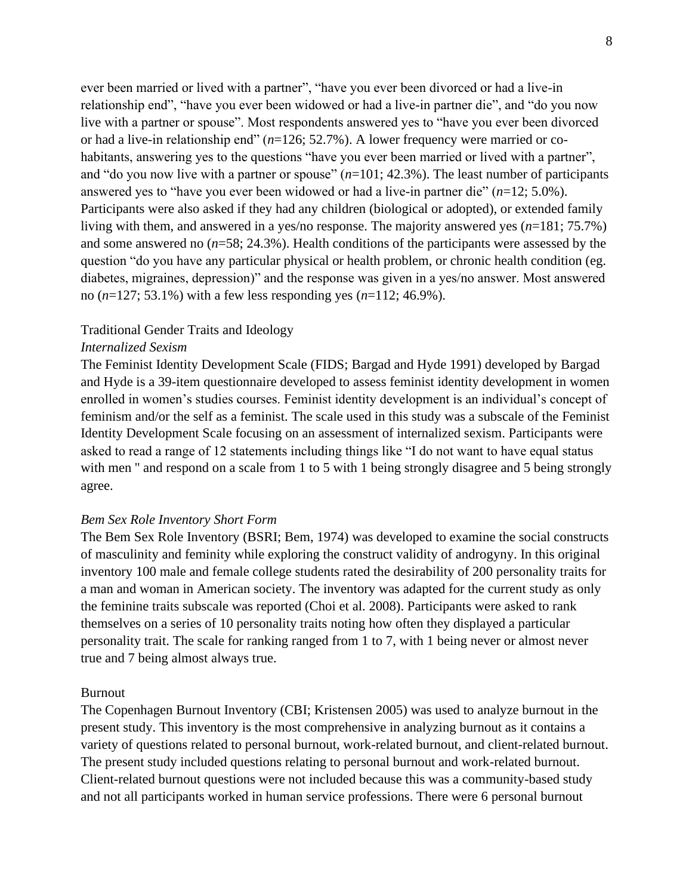ever been married or lived with a partner", "have you ever been divorced or had a live-in relationship end", "have you ever been widowed or had a live-in partner die", and "do you now live with a partner or spouse". Most respondents answered yes to "have you ever been divorced or had a live-in relationship end" (*n*=126; 52.7%). A lower frequency were married or co-habitants, answering yes to the questions "have you ever been married or lived with a partner", and "do you now live with a partner or spouse" (*n*=101; 42.3%). The least number of participants answered yes to "have you ever been widowed or had a live-in partner die" (*n*=12; 5.0%). Participants were also asked if they had any children (biological or adopted), or extended family living with them, and answered in a yes/no response. The majority answered yes (*n*=181; 75.7%) and some answered no (*n*=58; 24.3%). Health conditions of the participants were assessed by the question "do you have any particular physical or health problem, or chronic health condition (eg. diabetes, migraines, depression)" and the response was given in a yes/no answer. Most answered no (*n*=127; 53.1%) with a few less responding yes (*n*=112; 46.9%).

## Traditional Gender Traits and Ideology

### *Internalized Sexism*

The Feminist Identity Development Scale (FIDS; Bargad and Hyde 1991) developed by Bargad and Hyde is a 39-item questionnaire developed to assess feminist identity development in women enrolled in women's studies courses. Feminist identity development is an individual's concept of feminism and/or the self as a feminist. The scale used in this study was a subscale of the Feminist Identity Development Scale focusing on an assessment of internalized sexism. Participants were asked to read a range of 12 statements including things like "I do not want to have equal status with men " and respond on a scale from 1 to 5 with 1 being strongly disagree and 5 being strongly agree.

### *Bem Sex Role Inventory Short Form*

The Bem Sex Role Inventory (BSRI; Bem, 1974) was developed to examine the social constructs of masculinity and feminity while exploring the construct validity of androgyny. In this original inventory 100 male and female college students rated the desirability of 200 personality traits for a man and woman in American society. The inventory was adapted for the current study as only the feminine traits subscale was reported (Choi et al. 2008). Participants were asked to rank themselves on a series of 10 personality traits noting how often they displayed a particular personality trait. The scale for ranking ranged from 1 to 7, with 1 being never or almost never true and 7 being almost always true.

## Burnout

The Copenhagen Burnout Inventory (CBI; Kristensen 2005) was used to analyze burnout in the present study. This inventory is the most comprehensive in analyzing burnout as it contains a variety of questions related to personal burnout, work-related burnout, and client-related burnout. The present study included questions relating to personal burnout and work-related burnout. Client-related burnout questions were not included because this was a community-based study and not all participants worked in human service professions. There were 6 personal burnout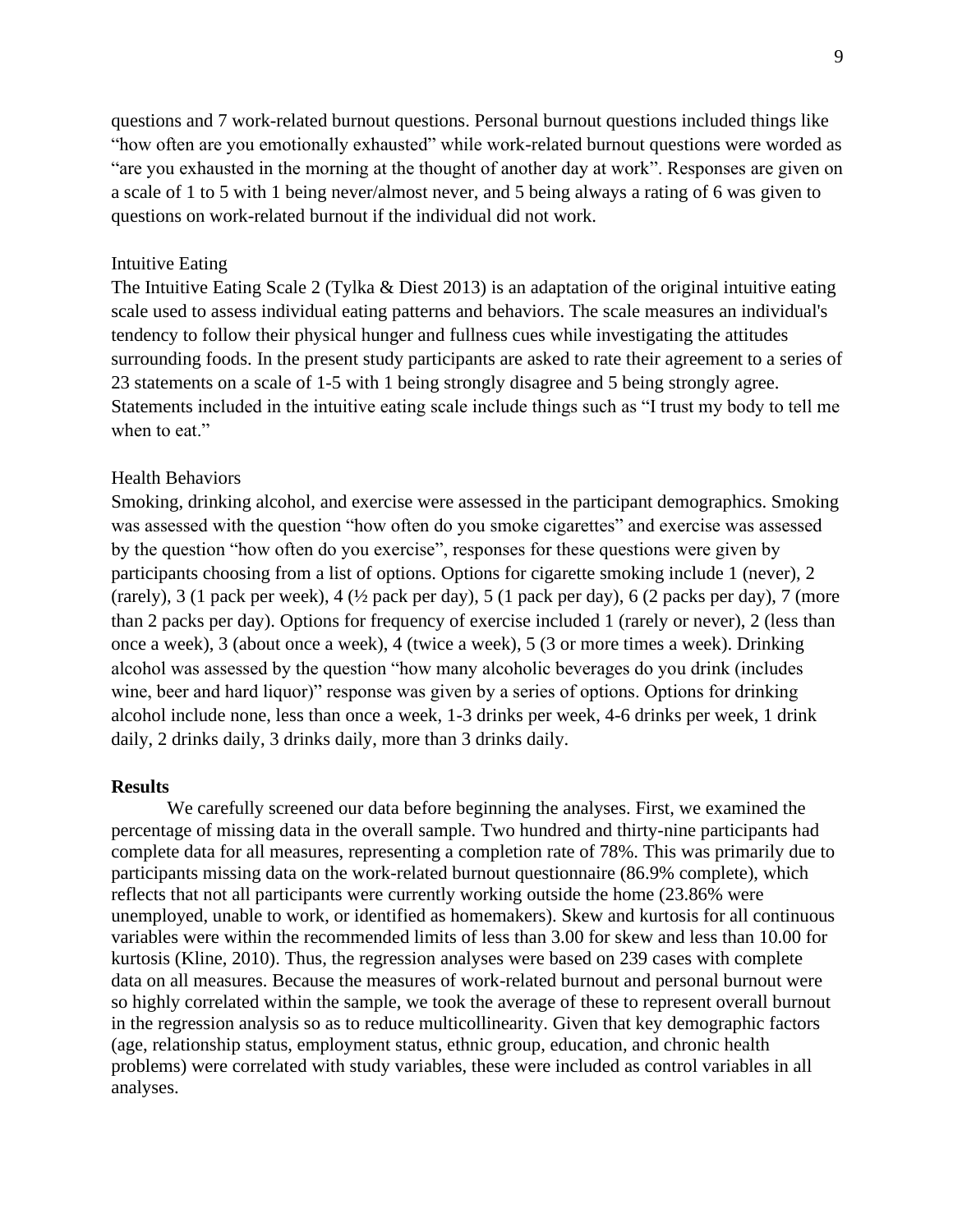questions and 7 work-related burnout questions. Personal burnout questions included things like "how often are you emotionally exhausted" while work-related burnout questions were worded as "are you exhausted in the morning at the thought of another day at work". Responses are given on a scale of 1 to 5 with 1 being never/almost never, and 5 being always a rating of 6 was given to questions on work-related burnout if the individual did not work.

Intuitive Eating

The Intuitive Eating Scale 2 (Tylka & Diest 2013) is an adaptation of the original intuitive eating scale used to assess individual eating patterns and behaviors. The scale measures an individual's tendency to follow their physical hunger and fullness cues while investigating the attitudes surrounding foods. In the present study participants are asked to rate their agreement to a series of 23 statements on a scale of 1-5 with 1 being strongly disagree and 5 being strongly agree. Statements included in the intuitive eating scale include things such as "I trust my body to tell me when to eat."

Health Behaviors

Smoking, drinking alcohol, and exercise were assessed in the participant demographics. Smoking was assessed with the question "how often do you smoke cigarettes" and exercise was assessed by the question "how often do you exercise", responses for these questions were given by participants choosing from a list of options. Options for cigarette smoking include 1 (never), 2 (rarely), 3 (1 pack per week), 4 (½ pack per day), 5 (1 pack per day), 6 (2 packs per day), 7 (more than 2 packs per day). Options for frequency of exercise included 1 (rarely or never), 2 (less than once a week), 3 (about once a week), 4 (twice a week), 5 (3 or more times a week). Drinking alcohol was assessed by the question "how many alcoholic beverages do you drink (includes wine, beer and hard liquor)" response was given by a series of options. Options for drinking alcohol include none, less than once a week, 1-3 drinks per week, 4-6 drinks per week, 1 drink daily, 2 drinks daily, 3 drinks daily, more than 3 drinks daily.

**Results**

We carefully screened our data before beginning the analyses. First, we examined the percentage of missing data in the overall sample. Two hundred and thirty-nine participants had complete data for all measures, representing a completion rate of 78%. This was primarily due to participants missing data on the work-related burnout questionnaire (86.9% complete), which reflects that not all participants were currently working outside the home (23.86% were unemployed, unable to work, or identified as homemakers). Skew and kurtosis for all continuous variables were within the recommended limits of less than 3.00 for skew and less than 10.00 for kurtosis (Kline, 2010). Thus, the regression analyses were based on 239 cases with complete data on all measures. Because the measures of work-related burnout and personal burnout were so highly correlated within the sample, we took the average of these to represent overall burnout in the regression analysis so as to reduce multicollinearity. Given that key demographic factors (age, relationship status, employment status, ethnic group, education, and chronic health problems) were correlated with study variables, these were included as control variables in all analyses.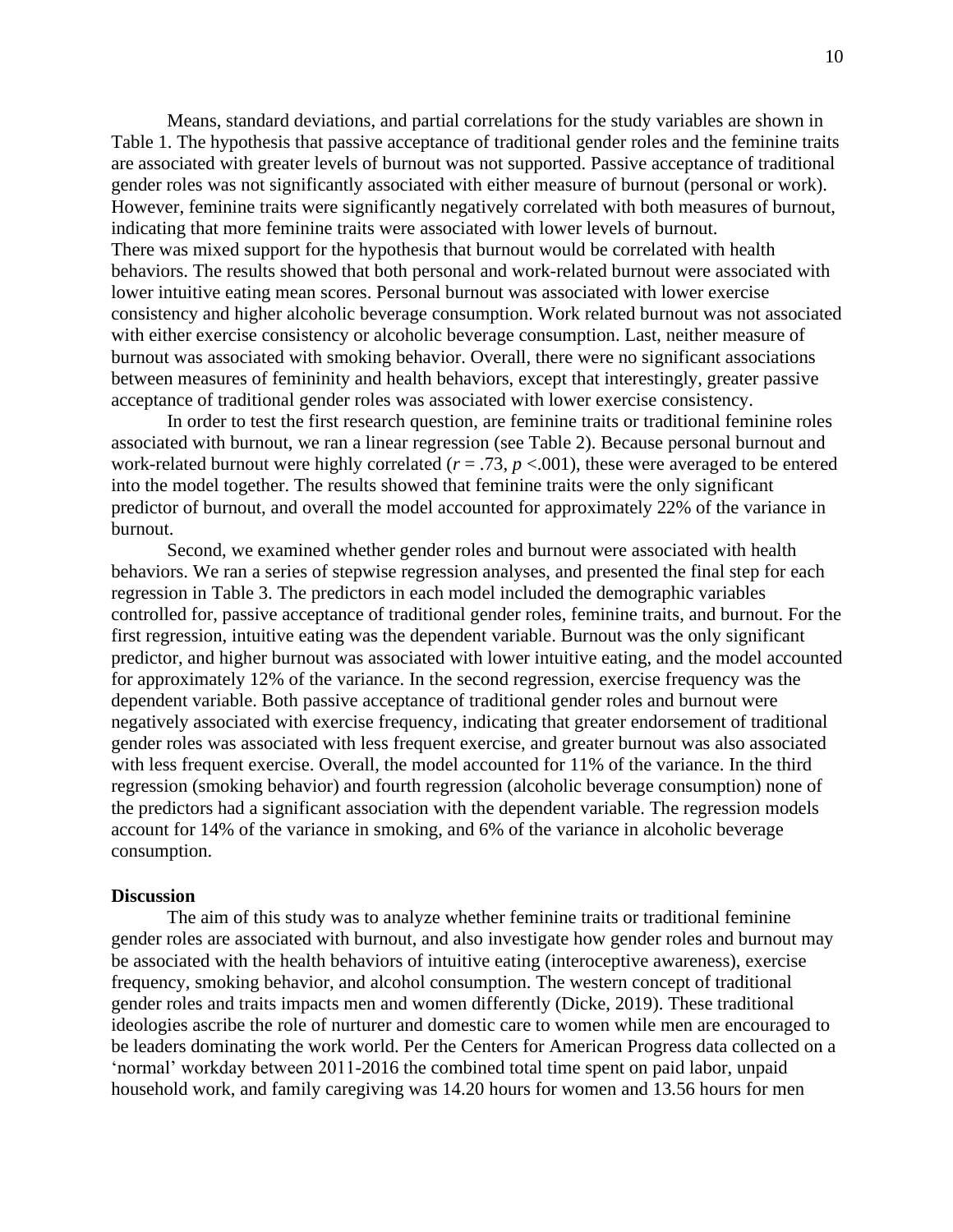Means, standard deviations, and partial correlations for the study variables are shown in Table 1. The hypothesis that passive acceptance of traditional gender roles and the feminine traits are associated with greater levels of burnout was not supported. Passive acceptance of traditional gender roles was not significantly associated with either measure of burnout (personal or work). However, feminine traits were significantly negatively correlated with both measures of burnout, indicating that more feminine traits were associated with lower levels of burnout.

There was mixed support for the hypothesis that burnout would be correlated with health behaviors. The results showed that both personal and work-related burnout were associated with lower intuitive eating mean scores. Personal burnout was associated with lower exercise consistency and higher alcoholic beverage consumption. Work related burnout was not associated with either exercise consistency or alcoholic beverage consumption. Last, neither measure of burnout was associated with smoking behavior. Overall, there were no significant associations between measures of femininity and health behaviors, except that interestingly, greater passive acceptance of traditional gender roles was associated with lower exercise consistency.

In order to test the first research question, are feminine traits or traditional feminine roles associated with burnout, we ran a linear regression (see Table 2). Because personal burnout and work-related burnout were highly correlated ($r = .73$, $p < .001$), these were averaged to be entered into the model together. The results showed that feminine traits were the only significant predictor of burnout, and overall the model accounted for approximately 22% of the variance in burnout.

Second, we examined whether gender roles and burnout were associated with health behaviors. We ran a series of stepwise regression analyses, and presented the final step for each regression in Table 3. The predictors in each model included the demographic variables controlled for, passive acceptance of traditional gender roles, feminine traits, and burnout. For the first regression, intuitive eating was the dependent variable. Burnout was the only significant predictor, and higher burnout was associated with lower intuitive eating, and the model accounted for approximately 12% of the variance. In the second regression, exercise frequency was the dependent variable. Both passive acceptance of traditional gender roles and burnout were negatively associated with exercise frequency, indicating that greater endorsement of traditional gender roles was associated with less frequent exercise, and greater burnout was also associated with less frequent exercise. Overall, the model accounted for 11% of the variance. In the third regression (smoking behavior) and fourth regression (alcoholic beverage consumption) none of the predictors had a significant association with the dependent variable. The regression models account for 14% of the variance in smoking, and 6% of the variance in alcoholic beverage consumption.

## Discussion

The aim of this study was to analyze whether feminine traits or traditional feminine gender roles are associated with burnout, and also investigate how gender roles and burnout may be associated with the health behaviors of intuitive eating (interoceptive awareness), exercise frequency, smoking behavior, and alcohol consumption. The western concept of traditional gender roles and traits impacts men and women differently (Dicke, 2019). These traditional ideologies ascribe the role of nurturer and domestic care to women while men are encouraged to be leaders dominating the work world. Per the Centers for American Progress data collected on a 'normal' workday between 2011-2016 the combined total time spent on paid labor, unpaid household work, and family caregiving was 14.20 hours for women and 13.56 hours for men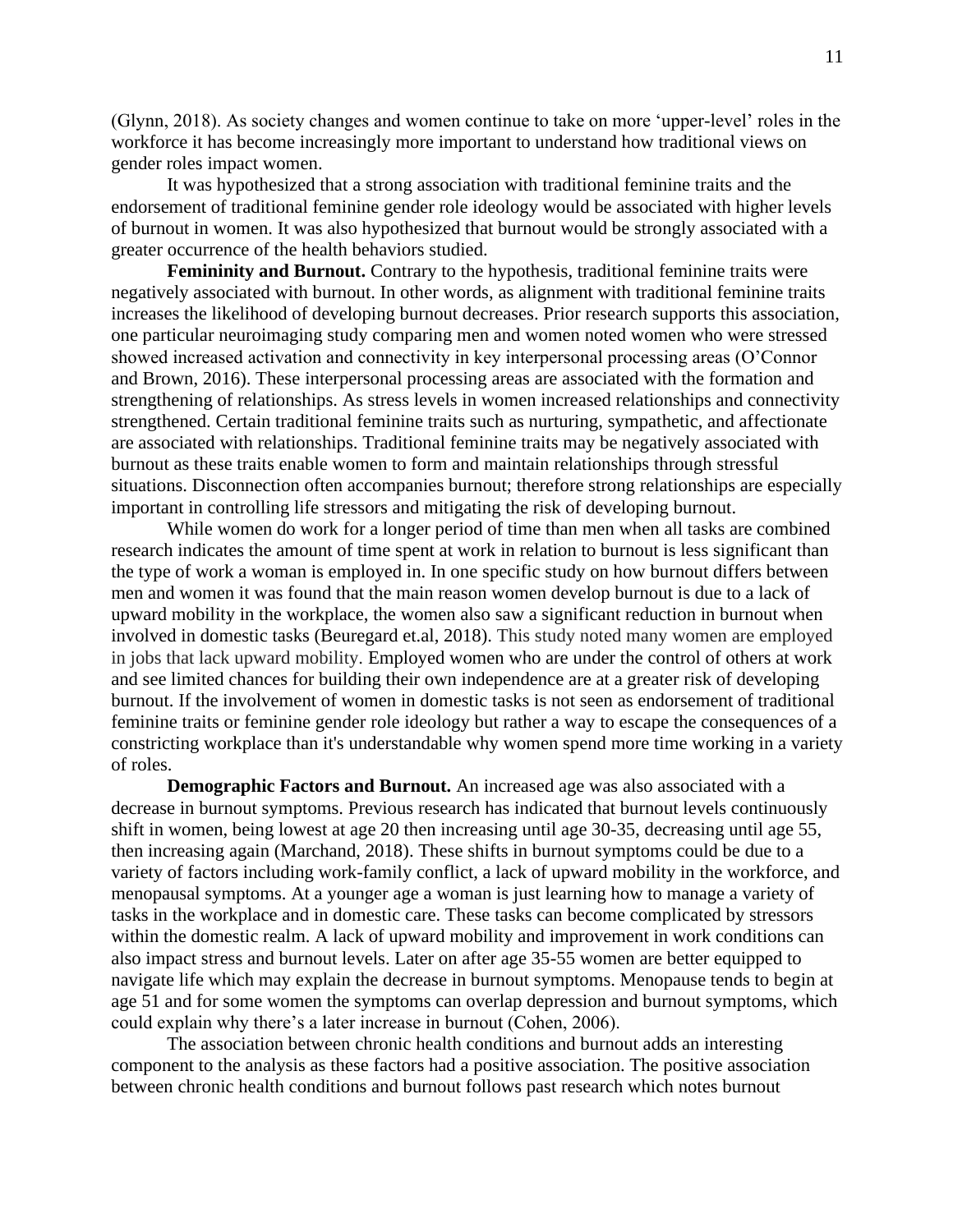(Glynn, 2018). As society changes and women continue to take on more 'upper-level' roles in the workforce it has become increasingly more important to understand how traditional views on gender roles impact women.

It was hypothesized that a strong association with traditional feminine traits and the endorsement of traditional feminine gender role ideology would be associated with higher levels of burnout in women. It was also hypothesized that burnout would be strongly associated with a greater occurrence of the health behaviors studied.

**Femininity and Burnout.** Contrary to the hypothesis, traditional feminine traits were negatively associated with burnout. In other words, as alignment with traditional feminine traits increases the likelihood of developing burnout decreases. Prior research supports this association, one particular neuroimaging study comparing men and women noted women who were stressed showed increased activation and connectivity in key interpersonal processing areas (O'Connor and Brown, 2016). These interpersonal processing areas are associated with the formation and strengthening of relationships. As stress levels in women increased relationships and connectivity strengthened. Certain traditional feminine traits such as nurturing, sympathetic, and affectionate are associated with relationships. Traditional feminine traits may be negatively associated with burnout as these traits enable women to form and maintain relationships through stressful situations. Disconnection often accompanies burnout; therefore strong relationships are especially important in controlling life stressors and mitigating the risk of developing burnout.

While women do work for a longer period of time than men when all tasks are combined research indicates the amount of time spent at work in relation to burnout is less significant than the type of work a woman is employed in. In one specific study on how burnout differs between men and women it was found that the main reason women develop burnout is due to a lack of upward mobility in the workplace, the women also saw a significant reduction in burnout when involved in domestic tasks (Beuregard et.al, 2018). This study noted many women are employed in jobs that lack upward mobility. Employed women who are under the control of others at work and see limited chances for building their own independence are at a greater risk of developing burnout. If the involvement of women in domestic tasks is not seen as endorsement of traditional feminine traits or feminine gender role ideology but rather a way to escape the consequences of a constricting workplace than it's understandable why women spend more time working in a variety of roles.

**Demographic Factors and Burnout.** An increased age was also associated with a decrease in burnout symptoms. Previous research has indicated that burnout levels continuously shift in women, being lowest at age 20 then increasing until age 30-35, decreasing until age 55, then increasing again (Marchand, 2018). These shifts in burnout symptoms could be due to a variety of factors including work-family conflict, a lack of upward mobility in the workforce, and menopausal symptoms. At a younger age a woman is just learning how to manage a variety of tasks in the workplace and in domestic care. These tasks can become complicated by stressors within the domestic realm. A lack of upward mobility and improvement in work conditions can also impact stress and burnout levels. Later on after age 35-55 women are better equipped to navigate life which may explain the decrease in burnout symptoms. Menopause tends to begin at age 51 and for some women the symptoms can overlap depression and burnout symptoms, which could explain why there's a later increase in burnout (Cohen, 2006).

The association between chronic health conditions and burnout adds an interesting component to the analysis as these factors had a positive association. The positive association between chronic health conditions and burnout follows past research which notes burnout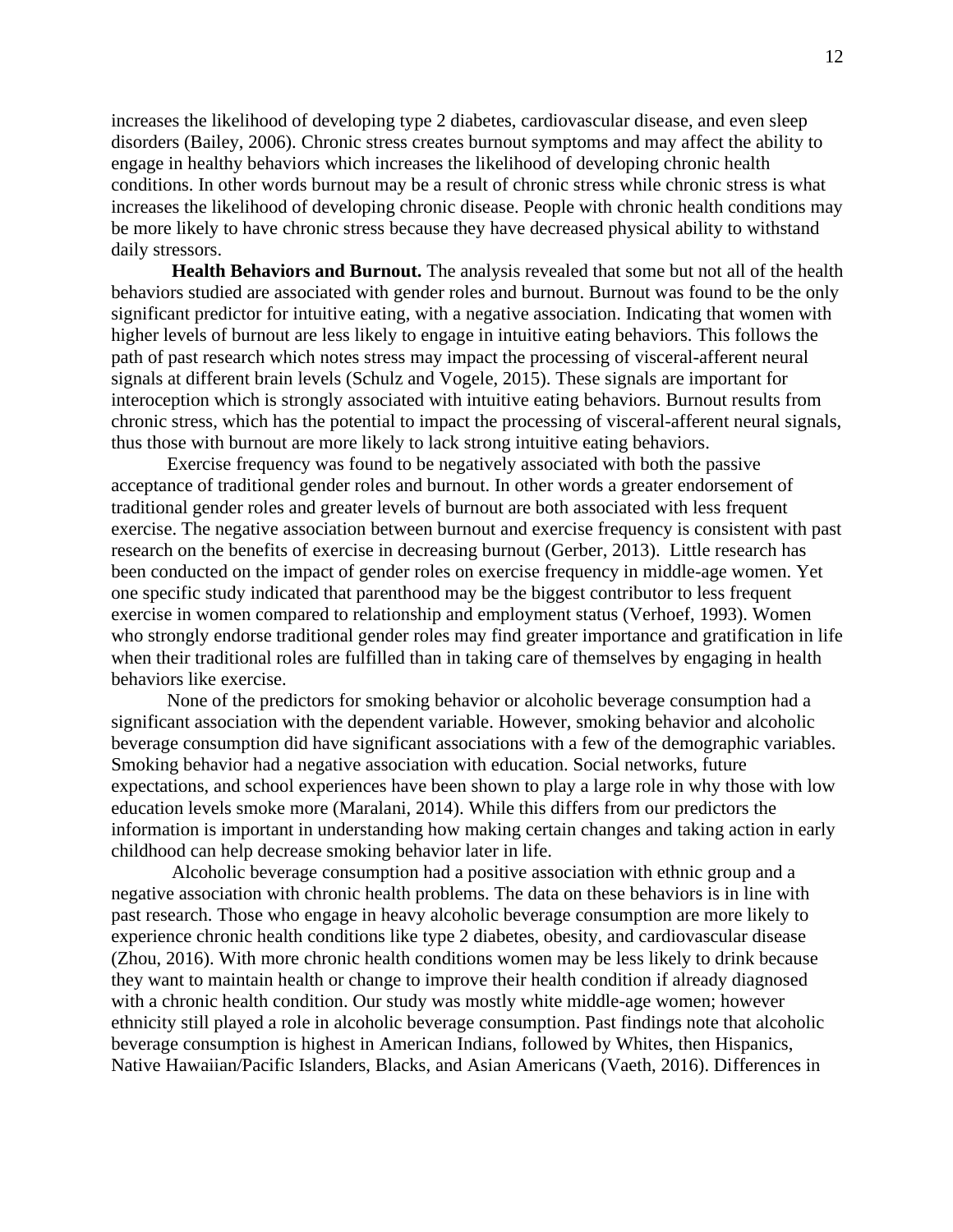increases the likelihood of developing type 2 diabetes, cardiovascular disease, and even sleep disorders (Bailey, 2006). Chronic stress creates burnout symptoms and may affect the ability to engage in healthy behaviors which increases the likelihood of developing chronic health conditions. In other words burnout may be a result of chronic stress while chronic stress is what increases the likelihood of developing chronic disease. People with chronic health conditions may be more likely to have chronic stress because they have decreased physical ability to withstand daily stressors.

**Health Behaviors and Burnout.** The analysis revealed that some but not all of the health behaviors studied are associated with gender roles and burnout. Burnout was found to be the only significant predictor for intuitive eating, with a negative association. Indicating that women with higher levels of burnout are less likely to engage in intuitive eating behaviors. This follows the path of past research which notes stress may impact the processing of visceral-afferent neural signals at different brain levels (Schulz and Vogele, 2015). These signals are important for interoception which is strongly associated with intuitive eating behaviors. Burnout results from chronic stress, which has the potential to impact the processing of visceral-afferent neural signals, thus those with burnout are more likely to lack strong intuitive eating behaviors.

Exercise frequency was found to be negatively associated with both the passive acceptance of traditional gender roles and burnout. In other words a greater endorsement of traditional gender roles and greater levels of burnout are both associated with less frequent exercise. The negative association between burnout and exercise frequency is consistent with past research on the benefits of exercise in decreasing burnout (Gerber, 2013). Little research has been conducted on the impact of gender roles on exercise frequency in middle-age women. Yet one specific study indicated that parenthood may be the biggest contributor to less frequent exercise in women compared to relationship and employment status (Verhoef, 1993). Women who strongly endorse traditional gender roles may find greater importance and gratification in life when their traditional roles are fulfilled than in taking care of themselves by engaging in health behaviors like exercise.

None of the predictors for smoking behavior or alcoholic beverage consumption had a significant association with the dependent variable. However, smoking behavior and alcoholic beverage consumption did have significant associations with a few of the demographic variables. Smoking behavior had a negative association with education. Social networks, future expectations, and school experiences have been shown to play a large role in why those with low education levels smoke more (Maralani, 2014). While this differs from our predictors the information is important in understanding how making certain changes and taking action in early childhood can help decrease smoking behavior later in life.

Alcoholic beverage consumption had a positive association with ethnic group and a negative association with chronic health problems. The data on these behaviors is in line with past research. Those who engage in heavy alcoholic beverage consumption are more likely to experience chronic health conditions like type 2 diabetes, obesity, and cardiovascular disease (Zhou, 2016). With more chronic health conditions women may be less likely to drink because they want to maintain health or change to improve their health condition if already diagnosed with a chronic health condition. Our study was mostly white middle-age women; however ethnicity still played a role in alcoholic beverage consumption. Past findings note that alcoholic beverage consumption is highest in American Indians, followed by Whites, then Hispanics, Native Hawaiian/Pacific Islanders, Blacks, and Asian Americans (Vaeth, 2016). Differences in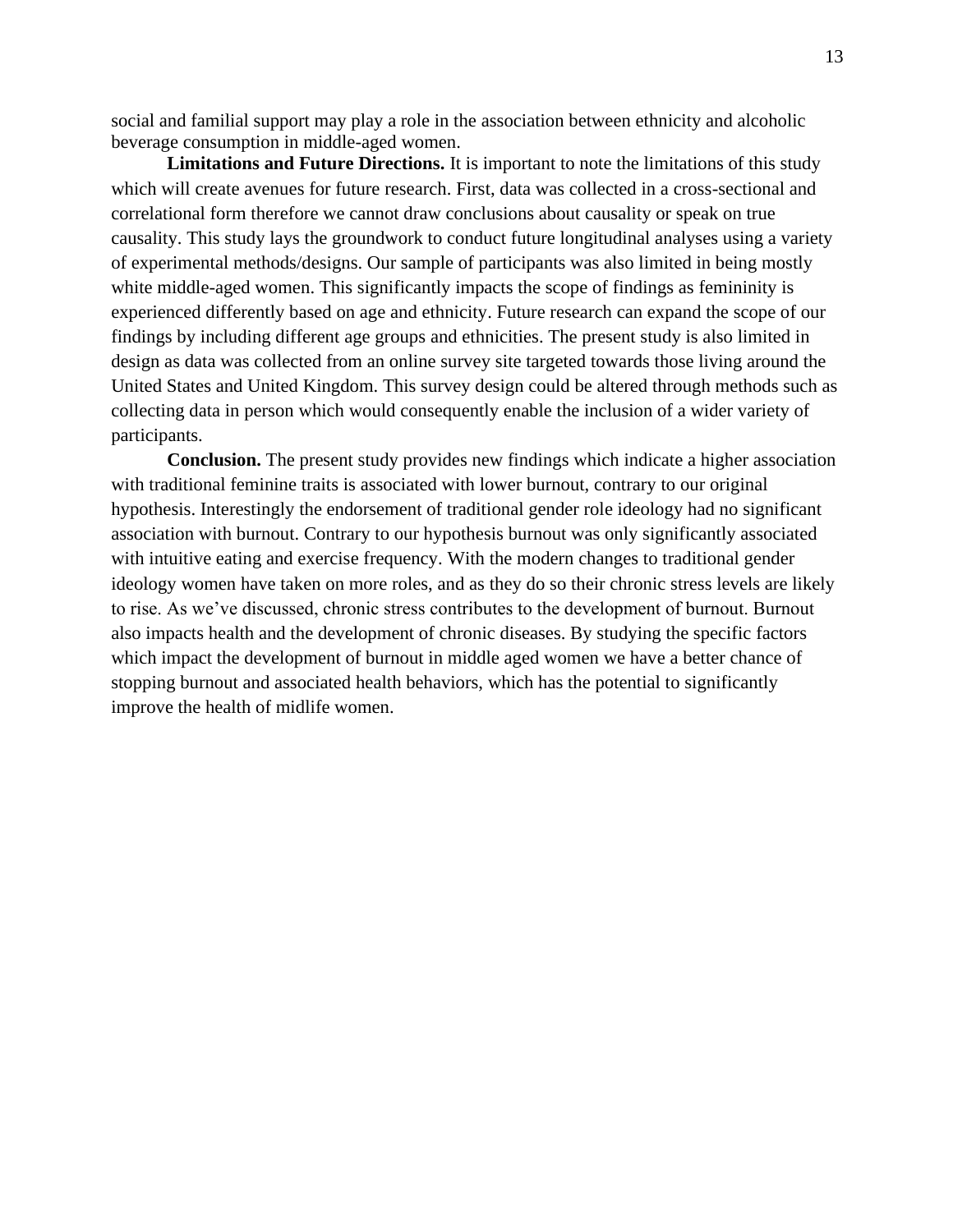social and familial support may play a role in the association between ethnicity and alcoholic beverage consumption in middle-aged women.

**Limitations and Future Directions.** It is important to note the limitations of this study which will create avenues for future research. First, data was collected in a cross-sectional and correlational form therefore we cannot draw conclusions about causality or speak on true causality. This study lays the groundwork to conduct future longitudinal analyses using a variety of experimental methods/designs. Our sample of participants was also limited in being mostly white middle-aged women. This significantly impacts the scope of findings as femininity is experienced differently based on age and ethnicity. Future research can expand the scope of our findings by including different age groups and ethnicities. The present study is also limited in design as data was collected from an online survey site targeted towards those living around the United States and United Kingdom. This survey design could be altered through methods such as collecting data in person which would consequently enable the inclusion of a wider variety of participants.

**Conclusion.** The present study provides new findings which indicate a higher association with traditional feminine traits is associated with lower burnout, contrary to our original hypothesis. Interestingly the endorsement of traditional gender role ideology had no significant association with burnout. Contrary to our hypothesis burnout was only significantly associated with intuitive eating and exercise frequency. With the modern changes to traditional gender ideology women have taken on more roles, and as they do so their chronic stress levels are likely to rise. As we've discussed, chronic stress contributes to the development of burnout. Burnout also impacts health and the development of chronic diseases. By studying the specific factors which impact the development of burnout in middle aged women we have a better chance of stopping burnout and associated health behaviors, which has the potential to significantly improve the health of midlife women.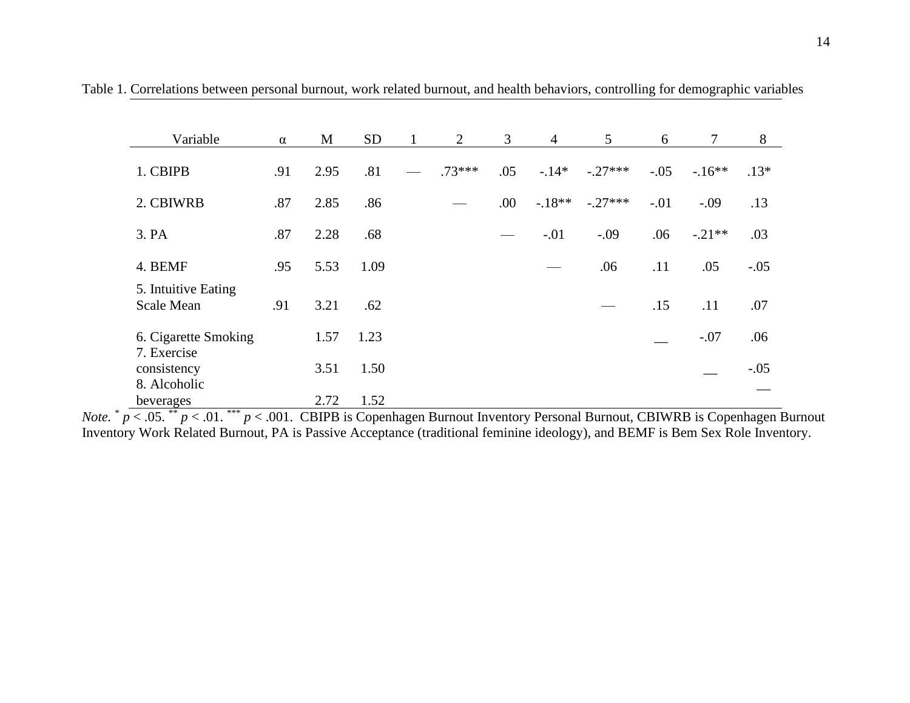Table 1. Correlations between personal burnout, work related burnout, and health behaviors, controlling for demographic variables

| Variable | α | M | SD | 1 | 2 | 3 | 4 | 5 | 6 | 7 | 8 |
|---|---|---|---|---|---|---|---|---|---|---|---|
| 1. CBIPB | .91 | 2.95 | .81 | — | .73*** | .05 | -.14* | -.27*** | -.05 | -.16** | .13* |
| 2. CBIWRB | .87 | 2.85 | .86 | | — | .00 | -.18** | -.27*** | -.01 | -.09 | .13 |
| 3. PA | .87 | 2.28 | .68 | | | — | -.01 | -.09 | .06 | -.21** | .03 |
| 4. BEMF | .95 | 5.53 | 1.09 | | | | — | .06 | .11 | .05 | -.05 |
| 5. Intuitive Eating Scale Mean | .91 | 3.21 | .62 | | | | | — | .15 | .11 | .07 |
| 6. Cigarette Smoking | | 1.57 | 1.23 | | | | | | __ | -.07 | .06 |
| 7. Exercise consistency | | 3.51 | 1.50 | | | | | | | __ | -.05 |
| 8. Alcoholic beverages | | 2.72 | 1.52 | | | | | | | | — |

*Note.* * $p < .05$. ** $p < .01$. *** $p < .001$. CBIPB is Copenhagen Burnout Inventory Personal Burnout, CBIWRB is Copenhagen Burnout Inventory Work Related Burnout, PA is Passive Acceptance (traditional feminine ideology), and BEMF is Bem Sex Role Inventory.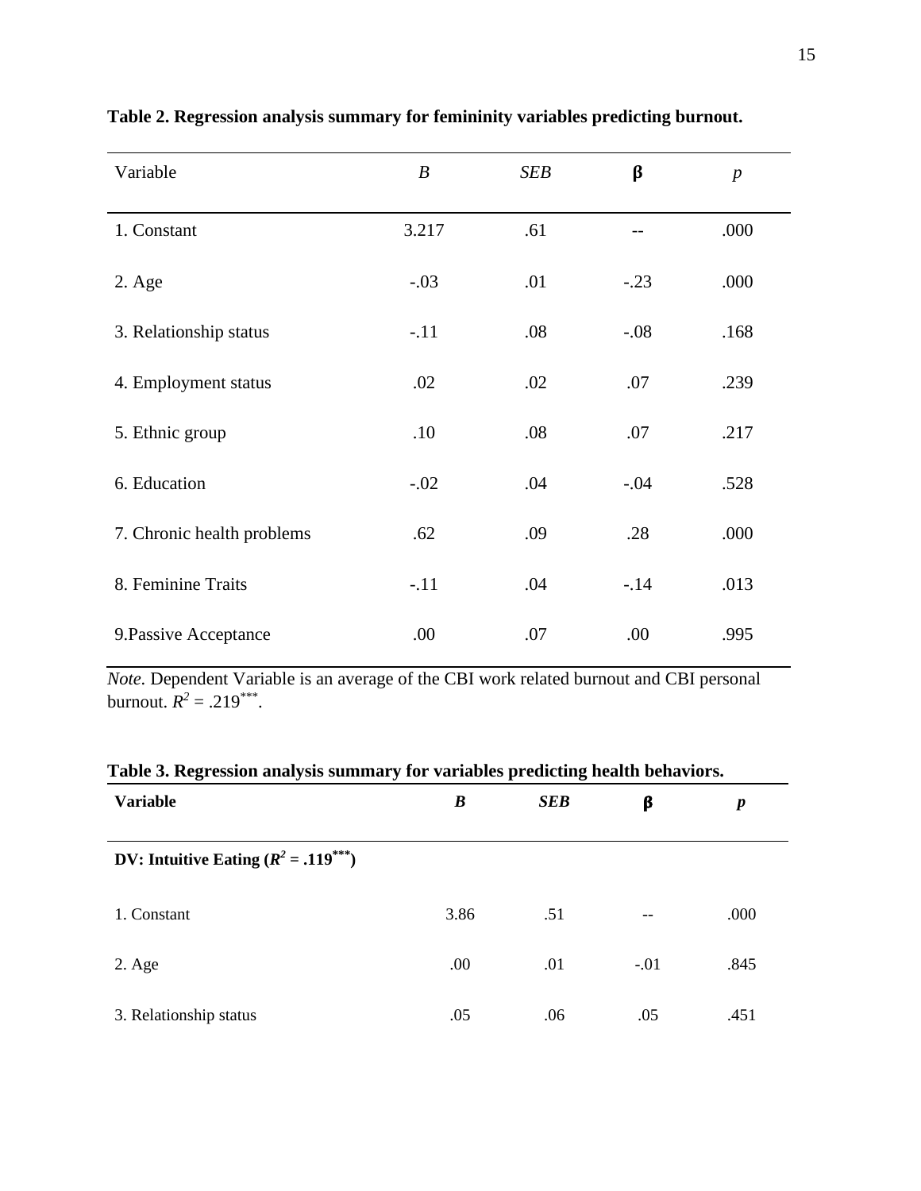**Table 2. Regression analysis summary for femininity variables predicting burnout.**

| Variable | *B* | *SEB* | β | *p* |
|---|---|---|---|---|
| 1. Constant | 3.217 | .61 | -- | .000 |
| 2. Age | -.03 | .01 | -.23 | .000 |
| 3. Relationship status | -.11 | .08 | -.08 | .168 |
| 4. Employment status | .02 | .02 | .07 | .239 |
| 5. Ethnic group | .10 | .08 | .07 | .217 |
| 6. Education | -.02 | .04 | -.04 | .528 |
| 7. Chronic health problems | .62 | .09 | .28 | .000 |
| 8. Feminine Traits | -.11 | .04 | -.14 | .013 |
| 9.Passive Acceptance | .00 | .07 | .00 | .995 |

*Note.* Dependent Variable is an average of the CBI work related burnout and CBI personal burnout. $R^2 = .219^{***}$.

**Table 3. Regression analysis summary for variables predicting health behaviors.**

| **Variable** | ***B*** | ***SEB*** | **β** | ***p*** |
|---|---|---|---|---|
| **DV: Intuitive Eating ($R^2 = .119^{***}$)** | | | | |
| 1. Constant | 3.86 | .51 | -- | .000 |
| 2. Age | .00 | .01 | -.01 | .845 |
| 3. Relationship status | .05 | .06 | .05 | .451 |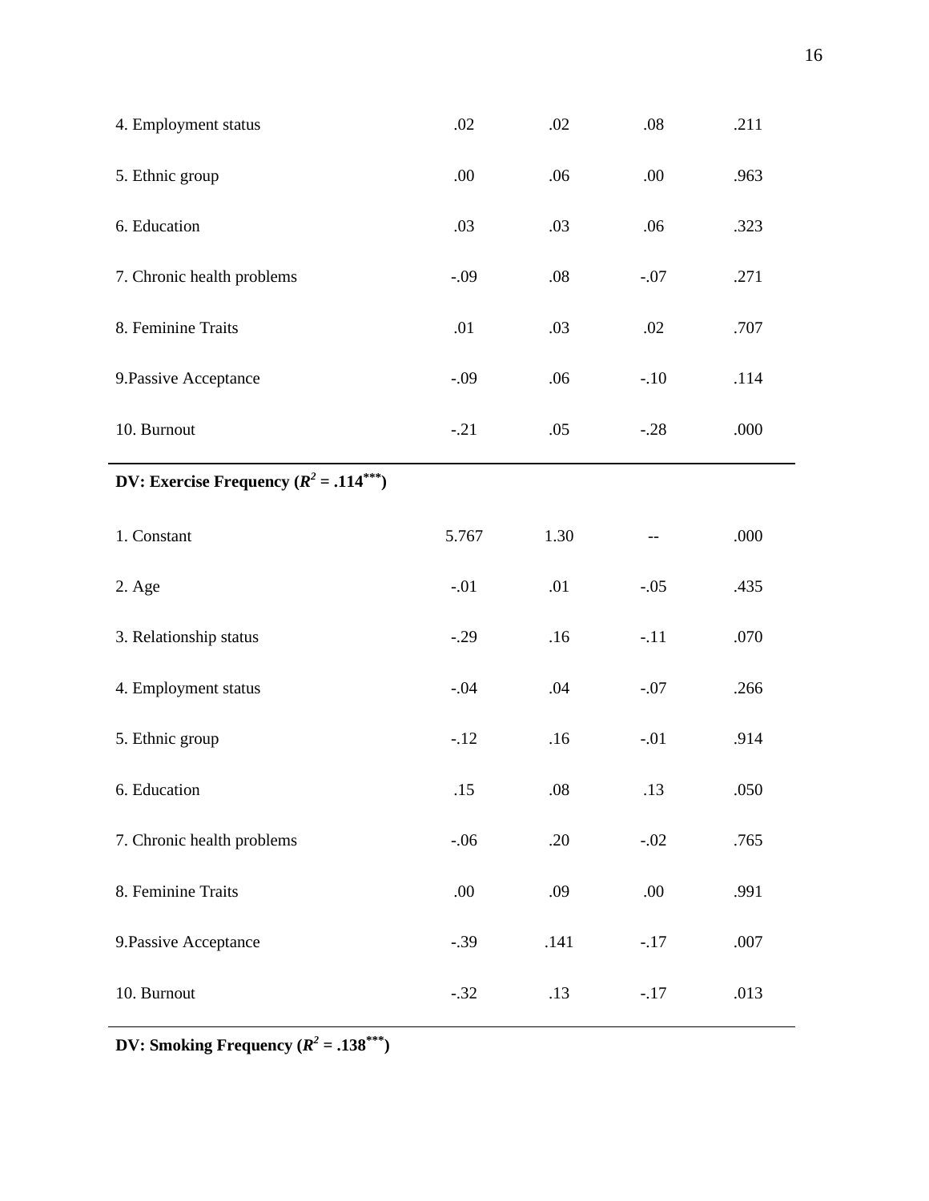| | | | | |
|---|---|---|---|---|
| 4. Employment status | .02 | .02 | .08 | .211 |
| 5. Ethnic group | .00 | .06 | .00 | .963 |
| 6. Education | .03 | .03 | .06 | .323 |
| 7. Chronic health problems | -.09 | .08 | -.07 | .271 |
| 8. Feminine Traits | .01 | .03 | .02 | .707 |
| 9.Passive Acceptance | -.09 | .06 | -.10 | .114 |
| 10. Burnout | -.21 | .05 | -.28 | .000 |
| **DV: Exercise Frequency ($R^2$ = .114$^{***}$)** | | | | |
| 1. Constant | 5.767 | 1.30 | -- | .000 |
| 2. Age | -.01 | .01 | -.05 | .435 |
| 3. Relationship status | -.29 | .16 | -.11 | .070 |
| 4. Employment status | -.04 | .04 | -.07 | .266 |
| 5. Ethnic group | -.12 | .16 | -.01 | .914 |
| 6. Education | .15 | .08 | .13 | .050 |
| 7. Chronic health problems | -.06 | .20 | -.02 | .765 |
| 8. Feminine Traits | .00 | .09 | .00 | .991 |
| 9.Passive Acceptance | -.39 | .141 | -.17 | .007 |
| 10. Burnout | -.32 | .13 | -.17 | .013 |
| **DV: Smoking Frequency ($R^2$ = .138$^{***}$)** | | | | |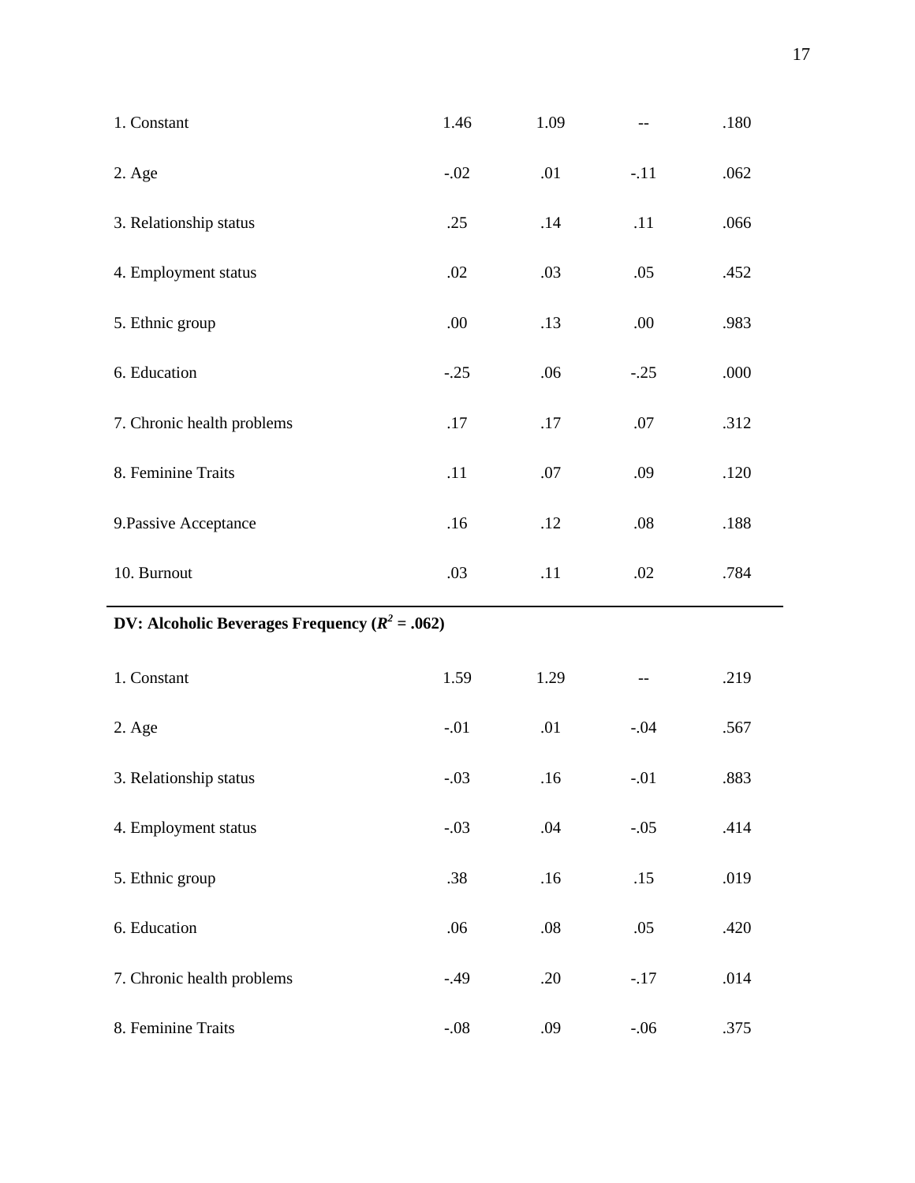| | | | | |
|---|---|---|---|---|
| 1. Constant | 1.46 | 1.09 | -- | .180 |
| 2. Age | -.02 | .01 | -.11 | .062 |
| 3. Relationship status | .25 | .14 | .11 | .066 |
| 4. Employment status | .02 | .03 | .05 | .452 |
| 5. Ethnic group | .00 | .13 | .00 | .983 |
| 6. Education | -.25 | .06 | -.25 | .000 |
| 7. Chronic health problems | .17 | .17 | .07 | .312 |
| 8. Feminine Traits | .11 | .07 | .09 | .120 |
| 9.Passive Acceptance | .16 | .12 | .08 | .188 |
| 10. Burnout | .03 | .11 | .02 | .784 |
| **DV: Alcoholic Beverages Frequency ($R^2$ = .062)** | | | | |
| 1. Constant | 1.59 | 1.29 | -- | .219 |
| 2. Age | -.01 | .01 | -.04 | .567 |
| 3. Relationship status | -.03 | .16 | -.01 | .883 |
| 4. Employment status | -.03 | .04 | -.05 | .414 |
| 5. Ethnic group | .38 | .16 | .15 | .019 |
| 6. Education | .06 | .08 | .05 | .420 |
| 7. Chronic health problems | -.49 | .20 | -.17 | .014 |
| 8. Feminine Traits | -.08 | .09 | -.06 | .375 |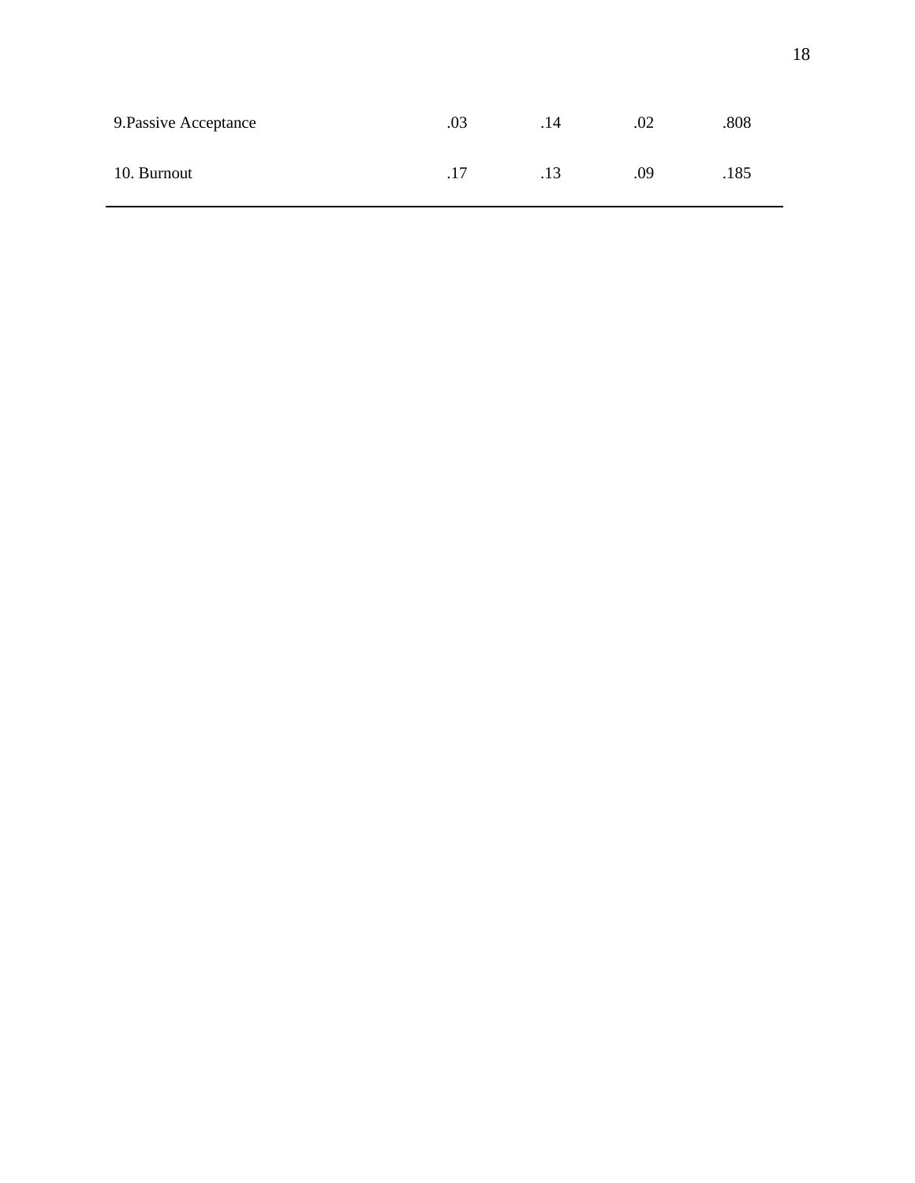| | | | | |
|---|---|---|---|---|
| 9.Passive Acceptance | .03 | .14 | .02 | .808 |
| 10. Burnout | .17 | .13 | .09 | .185 |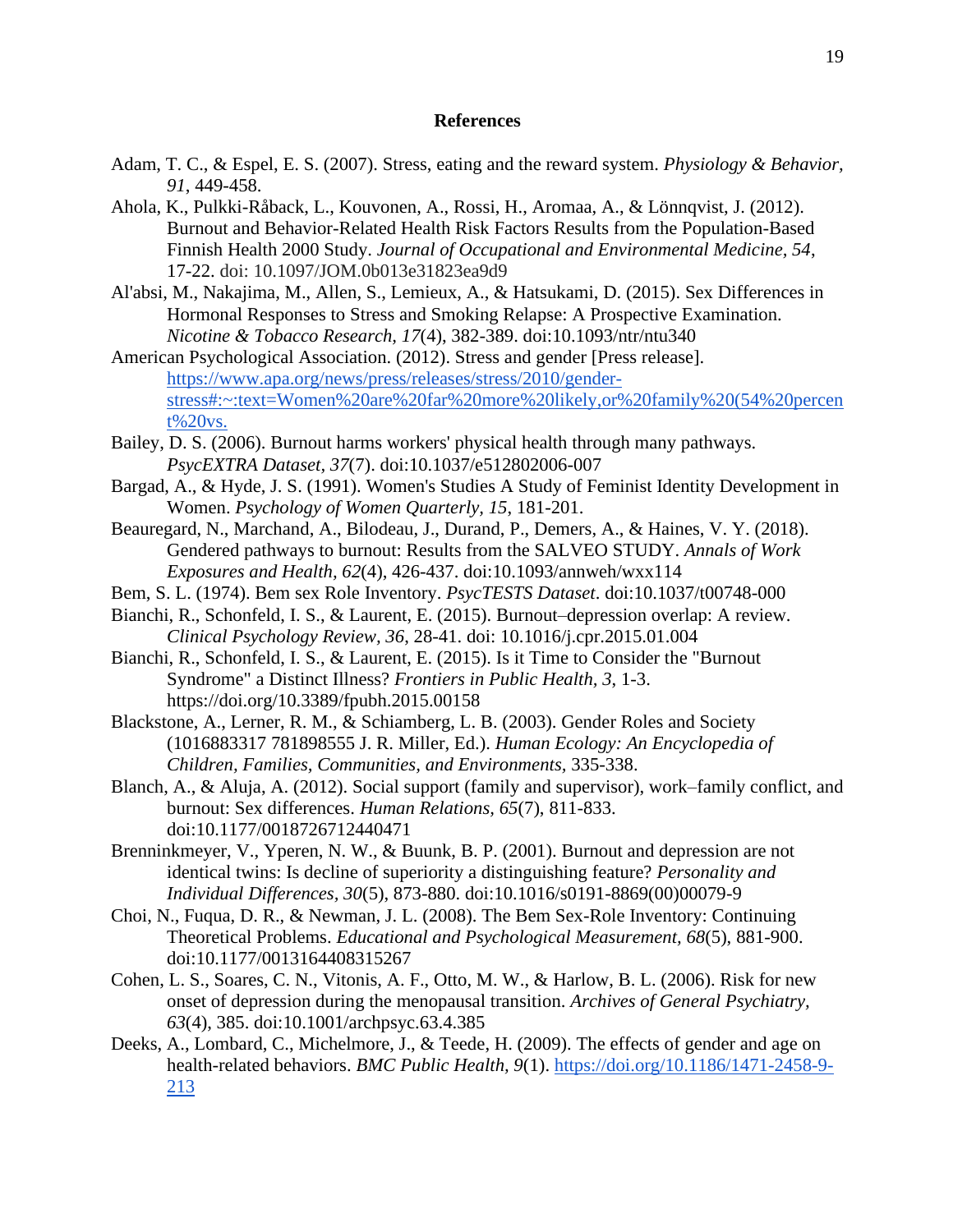## References

Adam, T. C., & Espel, E. S. (2007). Stress, eating and the reward system. *Physiology & Behavior, 91*, 449-458.

Ahola, K., Pulkki-Råback, L., Kouvonen, A., Rossi, H., Aromaa, A., & Lönnqvist, J. (2012). Burnout and Behavior-Related Health Risk Factors Results from the Population-Based Finnish Health 2000 Study. *Journal of Occupational and Environmental Medicine, 54*, 17-22. doi: 10.1097/JOM.0b013e31823ea9d9

Al'absi, M., Nakajima, M., Allen, S., Lemieux, A., & Hatsukami, D. (2015). Sex Differences in Hormonal Responses to Stress and Smoking Relapse: A Prospective Examination. *Nicotine & Tobacco Research, 17*(4), 382-389. doi:10.1093/ntr/ntu340

American Psychological Association. (2012). Stress and gender [Press release]. https://www.apa.org/news/press/releases/stress/2010/gender-stress#:~:text=Women%20are%20far%20more%20likely,or%20family%20(54%20percent%20vs.

Bailey, D. S. (2006). Burnout harms workers' physical health through many pathways. *PsycEXTRA Dataset, 37*(7). doi:10.1037/e512802006-007

Bargad, A., & Hyde, J. S. (1991). Women's Studies A Study of Feminist Identity Development in Women. *Psychology of Women Quarterly, 15*, 181-201.

Beauregard, N., Marchand, A., Bilodeau, J., Durand, P., Demers, A., & Haines, V. Y. (2018). Gendered pathways to burnout: Results from the SALVEO STUDY. *Annals of Work Exposures and Health, 62*(4), 426-437. doi:10.1093/annweh/wxx114

Bem, S. L. (1974). Bem sex Role Inventory. *PsycTESTS Dataset*. doi:10.1037/t00748-000

Bianchi, R., Schonfeld, I. S., & Laurent, E. (2015). Burnout–depression overlap: A review. *Clinical Psychology Review, 36*, 28-41. doi: 10.1016/j.cpr.2015.01.004

Bianchi, R., Schonfeld, I. S., & Laurent, E. (2015). Is it Time to Consider the "Burnout Syndrome" a Distinct Illness? *Frontiers in Public Health, 3*, 1-3. https://doi.org/10.3389/fpubh.2015.00158

Blackstone, A., Lerner, R. M., & Schiamberg, L. B. (2003). Gender Roles and Society (1016883317 781898555 J. R. Miller, Ed.). *Human Ecology: An Encyclopedia of Children, Families, Communities, and Environments*, 335-338.

Blanch, A., & Aluja, A. (2012). Social support (family and supervisor), work–family conflict, and burnout: Sex differences. *Human Relations, 65*(7), 811-833. doi:10.1177/0018726712440471

Brenninkmeyer, V., Yperen, N. W., & Buunk, B. P. (2001). Burnout and depression are not identical twins: Is decline of superiority a distinguishing feature? *Personality and Individual Differences, 30*(5), 873-880. doi:10.1016/s0191-8869(00)00079-9

Choi, N., Fuqua, D. R., & Newman, J. L. (2008). The Bem Sex-Role Inventory: Continuing Theoretical Problems. *Educational and Psychological Measurement, 68*(5), 881-900. doi:10.1177/0013164408315267

Cohen, L. S., Soares, C. N., Vitonis, A. F., Otto, M. W., & Harlow, B. L. (2006). Risk for new onset of depression during the menopausal transition. *Archives of General Psychiatry, 63*(4), 385. doi:10.1001/archpsyc.63.4.385

Deeks, A., Lombard, C., Michelmore, J., & Teede, H. (2009). The effects of gender and age on health-related behaviors. *BMC Public Health, 9*(1). https://doi.org/10.1186/1471-2458-9-213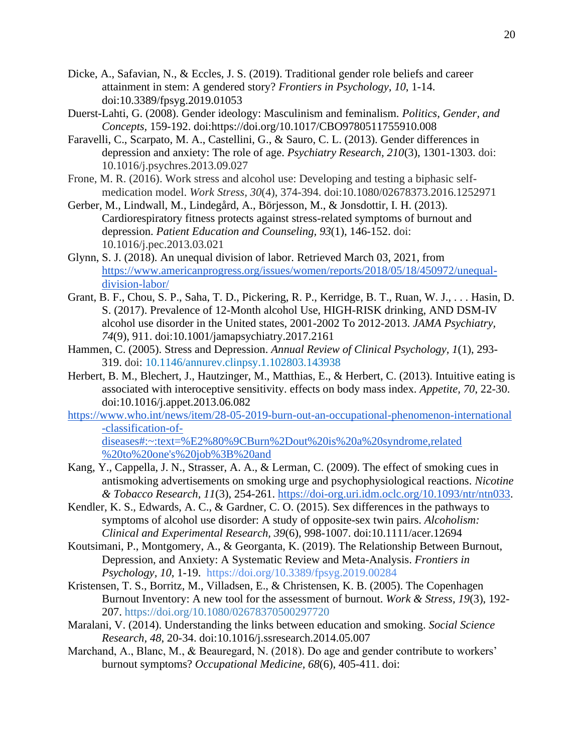Dicke, A., Safavian, N., & Eccles, J. S. (2019). Traditional gender role beliefs and career attainment in stem: A gendered story? *Frontiers in Psychology, 10*, 1-14. doi:10.3389/fpsyg.2019.01053

Duerst-Lahti, G. (2008). Gender ideology: Masculinism and feminalism. *Politics, Gender, and Concepts*, 159-192. doi:https://doi.org/10.1017/CBO9780511755910.008

Faravelli, C., Scarpato, M. A., Castellini, G., & Sauro, C. L. (2013). Gender differences in depression and anxiety: The role of age. *Psychiatry Research, 210*(3), 1301-1303. doi: 10.1016/j.psychres.2013.09.027

Frone, M. R. (2016). Work stress and alcohol use: Developing and testing a biphasic self-medication model. *Work Stress, 30*(4), 374-394. doi:10.1080/02678373.2016.1252971

Gerber, M., Lindwall, M., Lindegård, A., Börjesson, M., & Jonsdottir, I. H. (2013). Cardiorespiratory fitness protects against stress-related symptoms of burnout and depression. *Patient Education and Counseling, 93*(1), 146-152. doi: 10.1016/j.pec.2013.03.021

Glynn, S. J. (2018). An unequal division of labor. Retrieved March 03, 2021, from https://www.americanprogress.org/issues/women/reports/2018/05/18/450972/unequal-division-labor/

Grant, B. F., Chou, S. P., Saha, T. D., Pickering, R. P., Kerridge, B. T., Ruan, W. J., . . . Hasin, D. S. (2017). Prevalence of 12-Month alcohol Use, HIGH-RISK drinking, AND DSM-IV alcohol use disorder in the United states, 2001-2002 To 2012-2013. *JAMA Psychiatry, 74*(9), 911. doi:10.1001/jamapsychiatry.2017.2161

Hammen, C. (2005). Stress and Depression. *Annual Review of Clinical Psychology, 1*(1), 293-319. doi: 10.1146/annurev.clinpsy.1.102803.143938

Herbert, B. M., Blechert, J., Hautzinger, M., Matthias, E., & Herbert, C. (2013). Intuitive eating is associated with interoceptive sensitivity. effects on body mass index. *Appetite, 70*, 22-30. doi:10.1016/j.appet.2013.06.082

https://www.who.int/news/item/28-05-2019-burn-out-an-occupational-phenomenon-international-classification-of-diseases#:~:text=%E2%80%9CBurn%2Dout%20is%20a%20syndrome,related%20to%20one's%20job%3B%20and

Kang, Y., Cappella, J. N., Strasser, A. A., & Lerman, C. (2009). The effect of smoking cues in antismoking advertisements on smoking urge and psychophysiological reactions. *Nicotine & Tobacco Research, 11*(3), 254-261. https://doi-org.uri.idm.oclc.org/10.1093/ntr/ntn033.

Kendler, K. S., Edwards, A. C., & Gardner, C. O. (2015). Sex differences in the pathways to symptoms of alcohol use disorder: A study of opposite-sex twin pairs. *Alcoholism: Clinical and Experimental Research, 39*(6), 998-1007. doi:10.1111/acer.12694

Koutsimani, P., Montgomery, A., & Georganta, K. (2019). The Relationship Between Burnout, Depression, and Anxiety: A Systematic Review and Meta-Analysis. *Frontiers in Psychology, 10*, 1-19. https://doi.org/10.3389/fpsyg.2019.00284

Kristensen, T. S., Borritz, M., Villadsen, E., & Christensen, K. B. (2005). The Copenhagen Burnout Inventory: A new tool for the assessment of burnout. *Work & Stress, 19*(3), 192-207. https://doi.org/10.1080/02678370500297720

Maralani, V. (2014). Understanding the links between education and smoking. *Social Science Research, 48*, 20-34. doi:10.1016/j.ssresearch.2014.05.007

Marchand, A., Blanc, M., & Beauregard, N. (2018). Do age and gender contribute to workers' burnout symptoms? *Occupational Medicine, 68*(6), 405-411. doi: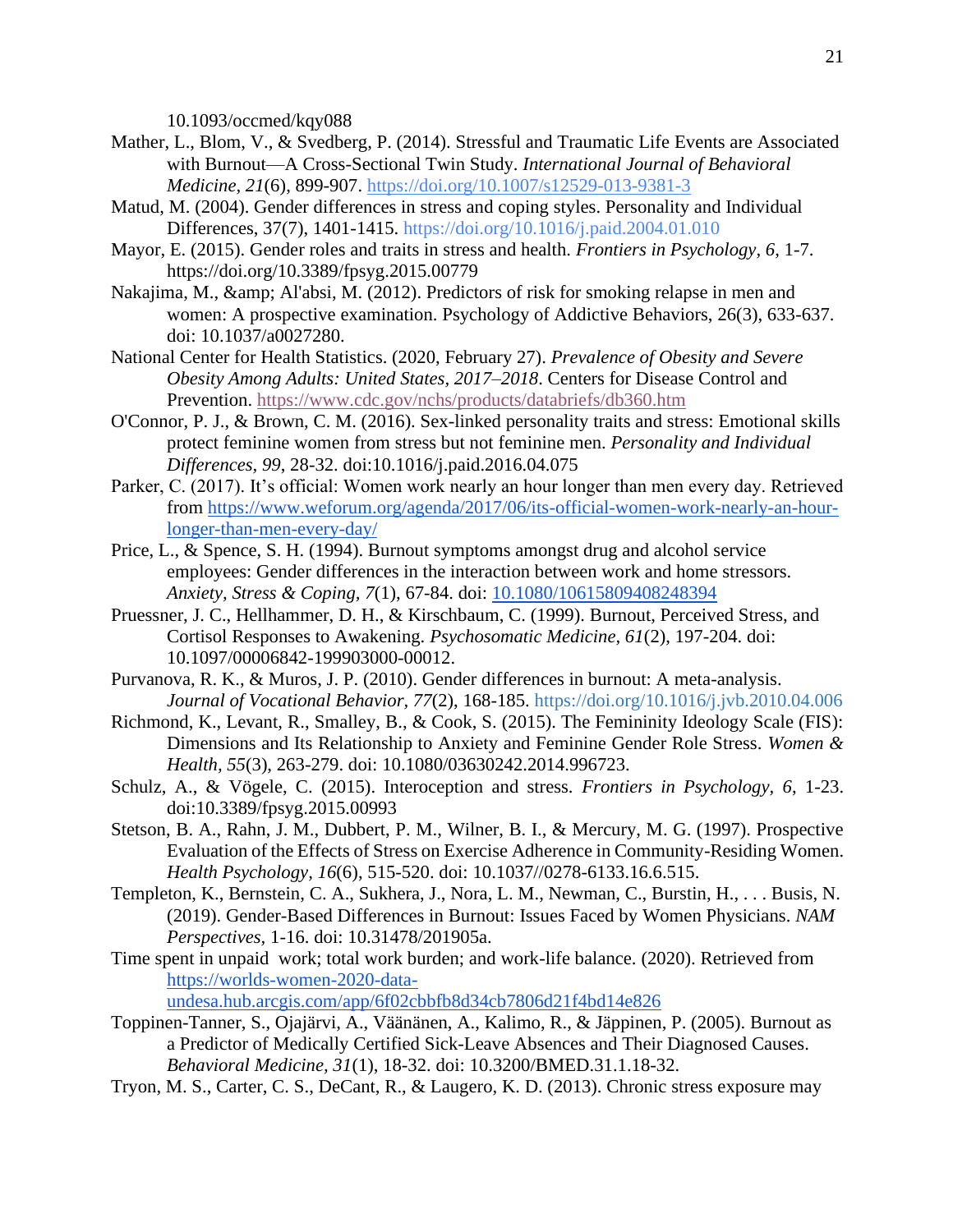10.1093/occmed/kqy088

Mather, L., Blom, V., & Svedberg, P. (2014). Stressful and Traumatic Life Events are Associated with Burnout—A Cross-Sectional Twin Study. *International Journal of Behavioral Medicine*, *21*(6), 899-907. https://doi.org/10.1007/s12529-013-9381-3

Matud, M. (2004). Gender differences in stress and coping styles. Personality and Individual Differences, 37(7), 1401-1415. https://doi.org/10.1016/j.paid.2004.01.010

Mayor, E. (2015). Gender roles and traits in stress and health. *Frontiers in Psychology, 6*, 1-7. https://doi.org/10.3389/fpsyg.2015.00779

Nakajima, M., &amp; Al'absi, M. (2012). Predictors of risk for smoking relapse in men and women: A prospective examination. Psychology of Addictive Behaviors, 26(3), 633-637. doi: 10.1037/a0027280.

National Center for Health Statistics. (2020, February 27). *Prevalence of Obesity and Severe Obesity Among Adults: United States, 2017–2018*. Centers for Disease Control and Prevention. https://www.cdc.gov/nchs/products/databriefs/db360.htm

O'Connor, P. J., & Brown, C. M. (2016). Sex-linked personality traits and stress: Emotional skills protect feminine women from stress but not feminine men. *Personality and Individual Differences, 99*, 28-32. doi:10.1016/j.paid.2016.04.075

Parker, C. (2017). It's official: Women work nearly an hour longer than men every day. Retrieved from https://www.weforum.org/agenda/2017/06/its-official-women-work-nearly-an-hour-longer-than-men-every-day/

Price, L., & Spence, S. H. (1994). Burnout symptoms amongst drug and alcohol service employees: Gender differences in the interaction between work and home stressors. *Anxiety, Stress & Coping, 7*(1), 67-84. doi: 10.1080/10615809408248394

Pruessner, J. C., Hellhammer, D. H., & Kirschbaum, C. (1999). Burnout, Perceived Stress, and Cortisol Responses to Awakening. *Psychosomatic Medicine*, *61*(2), 197-204. doi: 10.1097/00006842-199903000-00012.

Purvanova, R. K., & Muros, J. P. (2010). Gender differences in burnout: A meta-analysis. *Journal of Vocational Behavior*, *77*(2), 168-185. https://doi.org/10.1016/j.jvb.2010.04.006

Richmond, K., Levant, R., Smalley, B., & Cook, S. (2015). The Femininity Ideology Scale (FIS): Dimensions and Its Relationship to Anxiety and Feminine Gender Role Stress. *Women & Health, 55*(3), 263-279. doi: 10.1080/03630242.2014.996723.

Schulz, A., & Vögele, C. (2015). Interoception and stress. *Frontiers in Psychology, 6*, 1-23. doi:10.3389/fpsyg.2015.00993

Stetson, B. A., Rahn, J. M., Dubbert, P. M., Wilner, B. I., & Mercury, M. G. (1997). Prospective Evaluation of the Effects of Stress on Exercise Adherence in Community-Residing Women. *Health Psychology*, *16*(6), 515-520. doi: 10.1037//0278-6133.16.6.515.

Templeton, K., Bernstein, C. A., Sukhera, J., Nora, L. M., Newman, C., Burstin, H., . . . Busis, N. (2019). Gender-Based Differences in Burnout: Issues Faced by Women Physicians. *NAM Perspectives*, 1-16. doi: 10.31478/201905a.

Time spent in unpaid work; total work burden; and work-life balance. (2020). Retrieved from https://worlds-women-2020-data-undesa.hub.arcgis.com/app/6f02cbbfb8d34cb7806d21f4bd14e826

Toppinen-Tanner, S., Ojajärvi, A., Väänänen, A., Kalimo, R., & Jäppinen, P. (2005). Burnout as a Predictor of Medically Certified Sick-Leave Absences and Their Diagnosed Causes. *Behavioral Medicine, 31*(1), 18-32. doi: 10.3200/BMED.31.1.18-32.

Tryon, M. S., Carter, C. S., DeCant, R., & Laugero, K. D. (2013). Chronic stress exposure may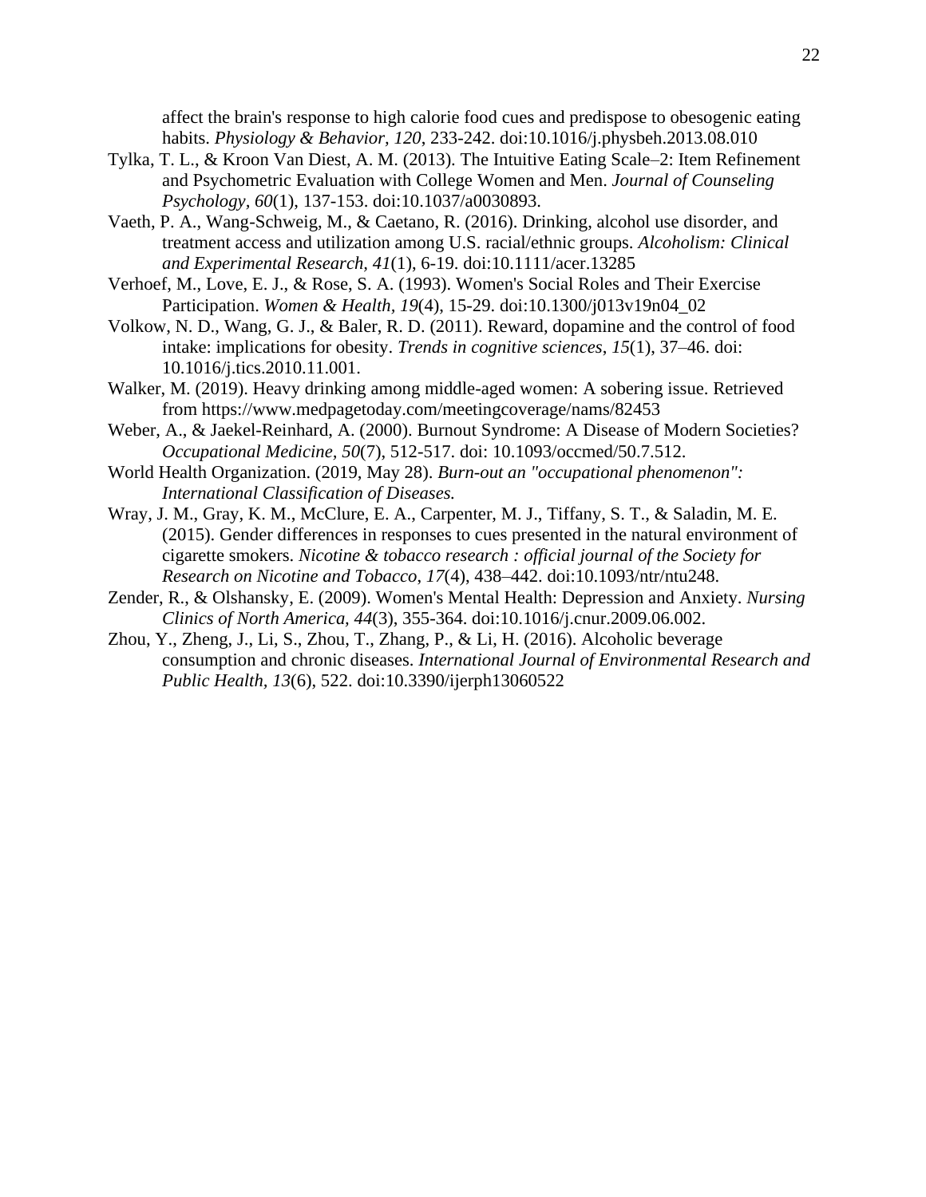affect the brain's response to high calorie food cues and predispose to obesogenic eating habits. *Physiology & Behavior, 120*, 233-242. doi:10.1016/j.physbeh.2013.08.010

Tylka, T. L., & Kroon Van Diest, A. M. (2013). The Intuitive Eating Scale–2: Item Refinement and Psychometric Evaluation with College Women and Men. *Journal of Counseling Psychology, 60*(1), 137-153. doi:10.1037/a0030893.

Vaeth, P. A., Wang-Schweig, M., & Caetano, R. (2016). Drinking, alcohol use disorder, and treatment access and utilization among U.S. racial/ethnic groups. *Alcoholism: Clinical and Experimental Research, 41*(1), 6-19. doi:10.1111/acer.13285

Verhoef, M., Love, E. J., & Rose, S. A. (1993). Women's Social Roles and Their Exercise Participation. *Women & Health, 19*(4), 15-29. doi:10.1300/j013v19n04_02

Volkow, N. D., Wang, G. J., & Baler, R. D. (2011). Reward, dopamine and the control of food intake: implications for obesity. *Trends in cognitive sciences, 15*(1), 37–46. doi: 10.1016/j.tics.2010.11.001.

Walker, M. (2019). Heavy drinking among middle-aged women: A sobering issue. Retrieved from https://www.medpagetoday.com/meetingcoverage/nams/82453

Weber, A., & Jaekel-Reinhard, A. (2000). Burnout Syndrome: A Disease of Modern Societies? *Occupational Medicine, 50*(7), 512-517. doi: 10.1093/occmed/50.7.512.

World Health Organization. (2019, May 28). *Burn-out an "occupational phenomenon": International Classification of Diseases.*

Wray, J. M., Gray, K. M., McClure, E. A., Carpenter, M. J., Tiffany, S. T., & Saladin, M. E. (2015). Gender differences in responses to cues presented in the natural environment of cigarette smokers. *Nicotine & tobacco research : official journal of the Society for Research on Nicotine and Tobacco, 17*(4), 438–442. doi:10.1093/ntr/ntu248.

Zender, R., & Olshansky, E. (2009). Women's Mental Health: Depression and Anxiety. *Nursing Clinics of North America, 44*(3), 355-364. doi:10.1016/j.cnur.2009.06.002.

Zhou, Y., Zheng, J., Li, S., Zhou, T., Zhang, P., & Li, H. (2016). Alcoholic beverage consumption and chronic diseases. *International Journal of Environmental Research and Public Health, 13*(6), 522. doi:10.3390/ijerph13060522